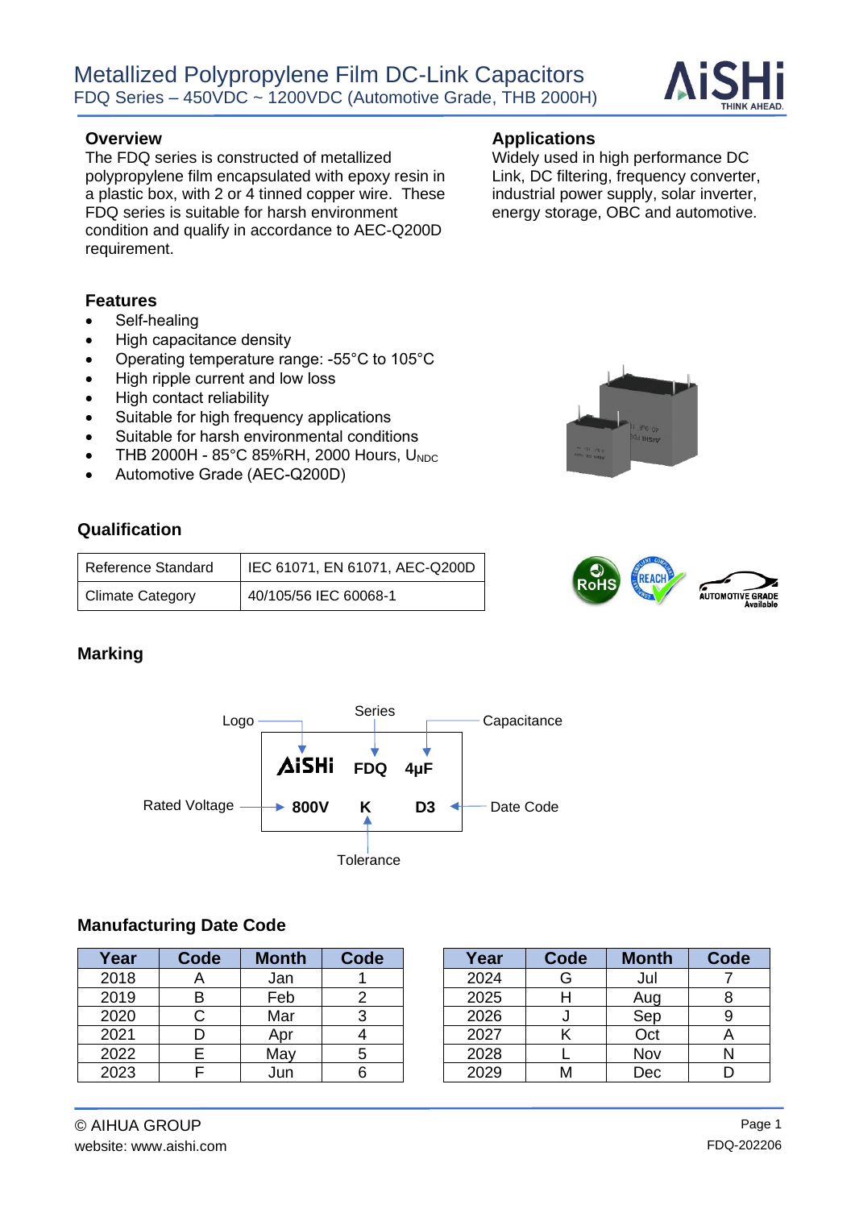# Metallized Polypropylene Film DC-Link Capacitors

FDQ Series – 450VDC ~ 1200VDC (Automotive Grade, THB 2000H)

## Overview

The FDQ series is constructed of metallized polypropylene film encapsulated with epoxy resin in a plastic box, with 2 or 4 tinned copper wire. These FDQ series is suitable for harsh environment condition and qualify in accordance to AEC-Q200D requirement.

## Applications

Widely used in high performance DC Link, DC filtering, frequency converter, industrial power supply, solar inverter, energy storage, OBC and automotive.

## Features

- Self-healing
- High capacitance density
- Operating temperature range: -55°C to 105°C
- High ripple current and low loss
- High contact reliability
- Suitable for high frequency applications
- Suitable for harsh environmental conditions
- THB 2000H - 85°C 85%RH, 2000 Hours, $U_{NDC}$
- Automotive Grade (AEC-Q200D)

## Qualification

| Reference Standard | IEC 61071, EN 61071, AEC-Q200D |
|---|---|
| Climate Category | 40/105/56 IEC 60068-1 |

## Marking

| | | |
|---|---|---|
| AiSHi (Logo) | FDQ (Series) | 4μF (Capacitance) |
| 800V (Rated Voltage) | K (Tolerance) | D3 (Date Code) |

## Manufacturing Date Code

| Year | Code | Month | Code |
|---|---|---|---|
| 2018 | A | Jan | 1 |
| 2019 | B | Feb | 2 |
| 2020 | C | Mar | 3 |
| 2021 | D | Apr | 4 |
| 2022 | E | May | 5 |
| 2023 | F | Jun | 6 |

| Year | Code | Month | Code |
|---|---|---|---|
| 2024 | G | Jul | 7 |
| 2025 | H | Aug | 8 |
| 2026 | J | Sep | 9 |
| 2027 | K | Oct | A |
| 2028 | L | Nov | N |
| 2029 | M | Dec | D |

© AIHUA GROUP
website: www.aishi.com

FDQ-202206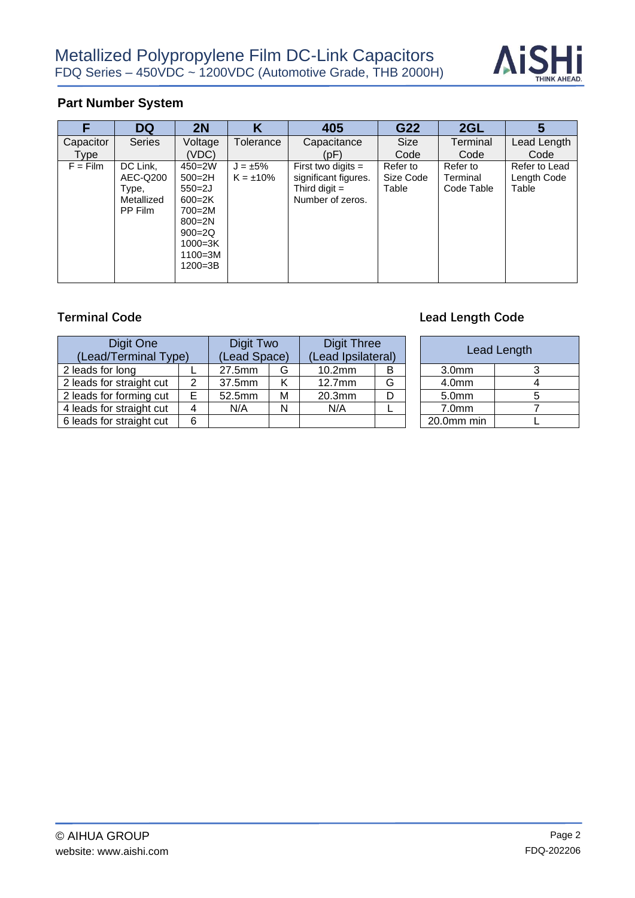## Part Number System

| F | DQ | 2N | K | 405 | G22 | 2GL | 5 |
|---|---|---|---|---|---|---|---|
| Capacitor Type | Series | Voltage (VDC) | Tolerance | Capacitance (pF) | Size Code | Terminal Code | Lead Length Code |
| F = Film | DC Link, AEC-Q200 Type, Metallized PP Film | 450=2W<br>500=2H<br>550=2J<br>600=2K<br>700=2M<br>800=2N<br>900=2Q<br>1000=3K<br>1100=3M<br>1200=3B | J = ±5%<br>K = ±10% | First two digits = significant figures. Third digit = Number of zeros. | Refer to Size Code Table | Refer to Terminal Code Table | Refer to Lead Length Code Table |

## Terminal Code

| Digit One (Lead/Terminal Type) | | Digit Two (Lead Space) | | Digit Three (Lead Ipsilateral) | |
|---|---|---|---|---|---|
| 2 leads for long | L | 27.5mm | G | 10.2mm | B |
| 2 leads for straight cut | 2 | 37.5mm | K | 12.7mm | G |
| 2 leads for forming cut | E | 52.5mm | M | 20.3mm | D |
| 4 leads for straight cut | 4 | N/A | N | N/A | L |
| 6 leads for straight cut | 6 | | | | |

## Lead Length Code

| Lead Length | |
|---|---|
| 3.0mm | 3 |
| 4.0mm | 4 |
| 5.0mm | 5 |
| 7.0mm | 7 |
| 20.0mm min | L |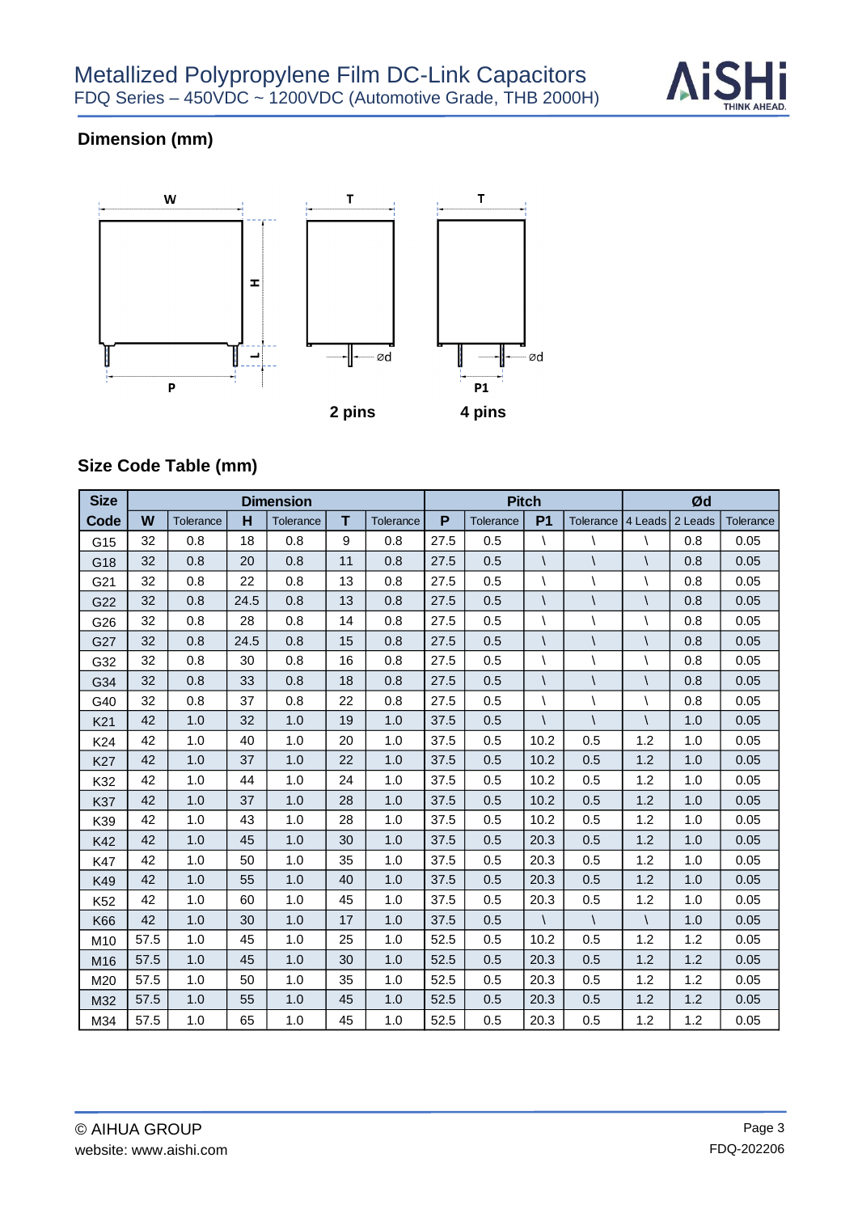## Dimension (mm)

2 pins

4 pins

## Size Code Table (mm)

| Size | Dimension | | | | | | Pitch | | | | Ød | | |
|---|---|---|---|---|---|---|---|---|---|---|---|---|---|
| Code | W | Tolerance | H | Tolerance | T | Tolerance | P | Tolerance | P1 | Tolerance | 4 Leads | 2 Leads | Tolerance |
| G15 | 32 | 0.8 | 18 | 0.8 | 9 | 0.8 | 27.5 | 0.5 | \ | \ | \ | 0.8 | 0.05 |
| G18 | 32 | 0.8 | 20 | 0.8 | 11 | 0.8 | 27.5 | 0.5 | \ | \ | \ | 0.8 | 0.05 |
| G21 | 32 | 0.8 | 22 | 0.8 | 13 | 0.8 | 27.5 | 0.5 | \ | \ | \ | 0.8 | 0.05 |
| G22 | 32 | 0.8 | 24.5 | 0.8 | 13 | 0.8 | 27.5 | 0.5 | \ | \ | \ | 0.8 | 0.05 |
| G26 | 32 | 0.8 | 28 | 0.8 | 14 | 0.8 | 27.5 | 0.5 | \ | \ | \ | 0.8 | 0.05 |
| G27 | 32 | 0.8 | 24.5 | 0.8 | 15 | 0.8 | 27.5 | 0.5 | \ | \ | \ | 0.8 | 0.05 |
| G32 | 32 | 0.8 | 30 | 0.8 | 16 | 0.8 | 27.5 | 0.5 | \ | \ | \ | 0.8 | 0.05 |
| G34 | 32 | 0.8 | 33 | 0.8 | 18 | 0.8 | 27.5 | 0.5 | \ | \ | \ | 0.8 | 0.05 |
| G40 | 32 | 0.8 | 37 | 0.8 | 22 | 0.8 | 27.5 | 0.5 | \ | \ | \ | 0.8 | 0.05 |
| K21 | 42 | 1.0 | 32 | 1.0 | 19 | 1.0 | 37.5 | 0.5 | \ | \ | \ | 1.0 | 0.05 |
| K24 | 42 | 1.0 | 40 | 1.0 | 20 | 1.0 | 37.5 | 0.5 | 10.2 | 0.5 | 1.2 | 1.0 | 0.05 |
| K27 | 42 | 1.0 | 37 | 1.0 | 22 | 1.0 | 37.5 | 0.5 | 10.2 | 0.5 | 1.2 | 1.0 | 0.05 |
| K32 | 42 | 1.0 | 44 | 1.0 | 24 | 1.0 | 37.5 | 0.5 | 10.2 | 0.5 | 1.2 | 1.0 | 0.05 |
| K37 | 42 | 1.0 | 37 | 1.0 | 28 | 1.0 | 37.5 | 0.5 | 10.2 | 0.5 | 1.2 | 1.0 | 0.05 |
| K39 | 42 | 1.0 | 43 | 1.0 | 28 | 1.0 | 37.5 | 0.5 | 10.2 | 0.5 | 1.2 | 1.0 | 0.05 |
| K42 | 42 | 1.0 | 45 | 1.0 | 30 | 1.0 | 37.5 | 0.5 | 20.3 | 0.5 | 1.2 | 1.0 | 0.05 |
| K47 | 42 | 1.0 | 50 | 1.0 | 35 | 1.0 | 37.5 | 0.5 | 20.3 | 0.5 | 1.2 | 1.0 | 0.05 |
| K49 | 42 | 1.0 | 55 | 1.0 | 40 | 1.0 | 37.5 | 0.5 | 20.3 | 0.5 | 1.2 | 1.0 | 0.05 |
| K52 | 42 | 1.0 | 60 | 1.0 | 45 | 1.0 | 37.5 | 0.5 | 20.3 | 0.5 | 1.2 | 1.0 | 0.05 |
| K66 | 42 | 1.0 | 30 | 1.0 | 17 | 1.0 | 37.5 | 0.5 | \ | \ | \ | 1.0 | 0.05 |
| M10 | 57.5 | 1.0 | 45 | 1.0 | 25 | 1.0 | 52.5 | 0.5 | 10.2 | 0.5 | 1.2 | 1.2 | 0.05 |
| M16 | 57.5 | 1.0 | 45 | 1.0 | 30 | 1.0 | 52.5 | 0.5 | 20.3 | 0.5 | 1.2 | 1.2 | 0.05 |
| M20 | 57.5 | 1.0 | 50 | 1.0 | 35 | 1.0 | 52.5 | 0.5 | 20.3 | 0.5 | 1.2 | 1.2 | 0.05 |
| M32 | 57.5 | 1.0 | 55 | 1.0 | 45 | 1.0 | 52.5 | 0.5 | 20.3 | 0.5 | 1.2 | 1.2 | 0.05 |
| M34 | 57.5 | 1.0 | 65 | 1.0 | 45 | 1.0 | 52.5 | 0.5 | 20.3 | 0.5 | 1.2 | 1.2 | 0.05 |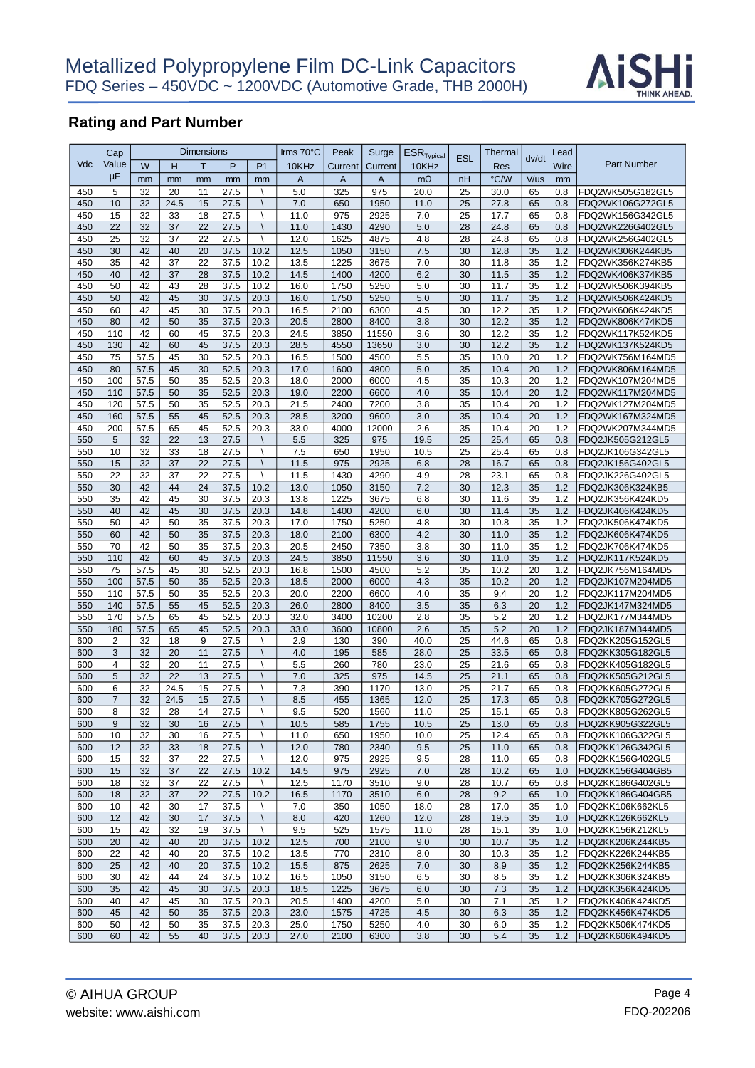# Metallized Polypropylene Film DC-Link Capacitors

FDQ Series – 450VDC ~ 1200VDC (Automotive Grade, THB 2000H)

## Rating and Part Number

| Vdc | Cap Value | Dimensions | | | | | Irms 70°C | Peak | Surge | $ESR_{Typical}$ | ESL | Thermal | dv/dt | Lead | Part Number |
|---|---|---|---|---|---|---|---|---|---|---|---|---|---|---|---|
| | | W | H | T | P | P1 | 10KHz | Current | Current | 10KHz | | Res | | Wire | |
| | μF | mm | mm | mm | mm | mm | A | A | A | mΩ | nH | °C/W | V/us | mm | |
| 450 | 5 | 32 | 20 | 11 | 27.5 | \ | 5.0 | 325 | 975 | 20.0 | 25 | 30.0 | 65 | 0.8 | FDQ2WK505G182GL5 |
| 450 | 10 | 32 | 24.5 | 15 | 27.5 | \ | 7.0 | 650 | 1950 | 11.0 | 25 | 27.8 | 65 | 0.8 | FDQ2WK106G272GL5 |
| 450 | 15 | 32 | 33 | 18 | 27.5 | \ | 11.0 | 975 | 2925 | 7.0 | 25 | 17.7 | 65 | 0.8 | FDQ2WK156G342GL5 |
| 450 | 22 | 32 | 37 | 22 | 27.5 | \ | 11.0 | 1430 | 4290 | 5.0 | 28 | 24.8 | 65 | 0.8 | FDQ2WK226G402GL5 |
| 450 | 25 | 32 | 37 | 22 | 27.5 | \ | 12.0 | 1625 | 4875 | 4.8 | 28 | 24.8 | 65 | 0.8 | FDQ2WK256G402GL5 |
| 450 | 30 | 42 | 40 | 20 | 37.5 | 10.2 | 12.5 | 1050 | 3150 | 7.5 | 30 | 12.8 | 35 | 1.2 | FDQ2WK306K244KB5 |
| 450 | 35 | 42 | 37 | 22 | 37.5 | 10.2 | 13.5 | 1225 | 3675 | 7.0 | 30 | 11.8 | 35 | 1.2 | FDQ2WK356K274KB5 |
| 450 | 40 | 42 | 37 | 28 | 37.5 | 10.2 | 14.5 | 1400 | 4200 | 6.2 | 30 | 11.5 | 35 | 1.2 | FDQ2WK406K374KB5 |
| 450 | 50 | 42 | 43 | 28 | 37.5 | 10.2 | 16.0 | 1750 | 5250 | 5.0 | 30 | 11.7 | 35 | 1.2 | FDQ2WK506K394KB5 |
| 450 | 50 | 42 | 45 | 30 | 37.5 | 20.3 | 16.0 | 1750 | 5250 | 5.0 | 30 | 11.7 | 35 | 1.2 | FDQ2WK506K424KD5 |
| 450 | 60 | 42 | 45 | 30 | 37.5 | 20.3 | 16.5 | 2100 | 6300 | 4.5 | 30 | 12.2 | 35 | 1.2 | FDQ2WK606K424KD5 |
| 450 | 80 | 42 | 50 | 35 | 37.5 | 20.3 | 20.5 | 2800 | 8400 | 3.8 | 30 | 12.2 | 35 | 1.2 | FDQ2WK806K474KD5 |
| 450 | 110 | 42 | 60 | 45 | 37.5 | 20.3 | 24.5 | 3850 | 11550 | 3.6 | 30 | 12.2 | 35 | 1.2 | FDQ2WK117K524KD5 |
| 450 | 130 | 42 | 60 | 45 | 37.5 | 20.3 | 28.5 | 4550 | 13650 | 3.0 | 30 | 12.2 | 35 | 1.2 | FDQ2WK137K524KD5 |
| 450 | 75 | 57.5 | 45 | 30 | 52.5 | 20.3 | 16.5 | 1500 | 4500 | 5.5 | 35 | 10.0 | 20 | 1.2 | FDQ2WK756M164MD5 |
| 450 | 80 | 57.5 | 45 | 30 | 52.5 | 20.3 | 17.0 | 1600 | 4800 | 5.0 | 35 | 10.4 | 20 | 1.2 | FDQ2WK806M164MD5 |
| 450 | 100 | 57.5 | 50 | 35 | 52.5 | 20.3 | 18.0 | 2000 | 6000 | 4.5 | 35 | 10.3 | 20 | 1.2 | FDQ2WK107M204MD5 |
| 450 | 110 | 57.5 | 50 | 35 | 52.5 | 20.3 | 19.0 | 2200 | 6600 | 4.0 | 35 | 10.4 | 20 | 1.2 | FDQ2WK117M204MD5 |
| 450 | 120 | 57.5 | 50 | 35 | 52.5 | 20.3 | 21.5 | 2400 | 7200 | 3.8 | 35 | 10.4 | 20 | 1.2 | FDQ2WK127M204MD5 |
| 450 | 160 | 57.5 | 55 | 45 | 52.5 | 20.3 | 28.5 | 3200 | 9600 | 3.0 | 35 | 10.4 | 20 | 1.2 | FDQ2WK167M324MD5 |
| 450 | 200 | 57.5 | 65 | 45 | 52.5 | 20.3 | 33.0 | 4000 | 12000 | 2.6 | 35 | 10.4 | 20 | 1.2 | FDQ2WK207M344MD5 |
| 550 | 5 | 32 | 22 | 13 | 27.5 | \ | 5.5 | 325 | 975 | 19.5 | 25 | 25.4 | 65 | 0.8 | FDQ2JK505G212GL5 |
| 550 | 10 | 32 | 33 | 18 | 27.5 | \ | 7.5 | 650 | 1950 | 10.5 | 25 | 25.4 | 65 | 0.8 | FDQ2JK106G342GL5 |
| 550 | 15 | 32 | 37 | 22 | 27.5 | \ | 11.5 | 975 | 2925 | 6.8 | 28 | 16.7 | 65 | 0.8 | FDQ2JK156G402GL5 |
| 550 | 22 | 32 | 37 | 22 | 27.5 | \ | 11.5 | 1430 | 4290 | 4.9 | 28 | 23.1 | 65 | 0.8 | FDQ2JK226G402GL5 |
| 550 | 30 | 42 | 44 | 24 | 37.5 | 10.2 | 13.0 | 1050 | 3150 | 7.2 | 30 | 12.3 | 35 | 1.2 | FDQ2JK306K324KB5 |
| 550 | 35 | 42 | 45 | 30 | 37.5 | 20.3 | 13.8 | 1225 | 3675 | 6.8 | 30 | 11.6 | 35 | 1.2 | FDQ2JK356K424KD5 |
| 550 | 40 | 42 | 45 | 30 | 37.5 | 20.3 | 14.8 | 1400 | 4200 | 6.0 | 30 | 11.4 | 35 | 1.2 | FDQ2JK406K424KD5 |
| 550 | 50 | 42 | 50 | 35 | 37.5 | 20.3 | 17.0 | 1750 | 5250 | 4.8 | 30 | 10.8 | 35 | 1.2 | FDQ2JK506K474KD5 |
| 550 | 60 | 42 | 50 | 35 | 37.5 | 20.3 | 18.0 | 2100 | 6300 | 4.2 | 30 | 11.0 | 35 | 1.2 | FDQ2JK606K474KD5 |
| 550 | 70 | 42 | 50 | 35 | 37.5 | 20.3 | 20.5 | 2450 | 7350 | 3.8 | 30 | 11.0 | 35 | 1.2 | FDQ2JK706K474KD5 |
| 550 | 110 | 42 | 60 | 45 | 37.5 | 20.3 | 24.5 | 3850 | 11550 | 3.6 | 30 | 11.0 | 35 | 1.2 | FDQ2JK117K524KD5 |
| 550 | 75 | 57.5 | 45 | 30 | 52.5 | 20.3 | 16.8 | 1500 | 4500 | 5.2 | 35 | 10.2 | 20 | 1.2 | FDQ2JK756M164MD5 |
| 550 | 100 | 57.5 | 50 | 35 | 52.5 | 20.3 | 18.5 | 2000 | 6000 | 4.3 | 35 | 10.2 | 20 | 1.2 | FDQ2JK107M204MD5 |
| 550 | 110 | 57.5 | 50 | 35 | 52.5 | 20.3 | 20.0 | 2200 | 6600 | 4.0 | 35 | 9.4 | 20 | 1.2 | FDQ2JK117M204MD5 |
| 550 | 140 | 57.5 | 55 | 45 | 52.5 | 20.3 | 26.0 | 2800 | 8400 | 3.5 | 35 | 6.3 | 20 | 1.2 | FDQ2JK147M324MD5 |
| 550 | 170 | 57.5 | 65 | 45 | 52.5 | 20.3 | 32.0 | 3400 | 10200 | 2.8 | 35 | 5.2 | 20 | 1.2 | FDQ2JK177M344MD5 |
| 550 | 180 | 57.5 | 65 | 45 | 52.5 | 20.3 | 33.0 | 3600 | 10800 | 2.6 | 35 | 5.2 | 20 | 1.2 | FDQ2JK187M344MD5 |
| 600 | 2 | 32 | 18 | 9 | 27.5 | \ | 2.9 | 130 | 390 | 40.0 | 25 | 44.6 | 65 | 0.8 | FDQ2KK205G152GL5 |
| 600 | 3 | 32 | 20 | 11 | 27.5 | \ | 4.0 | 195 | 585 | 28.0 | 25 | 33.5 | 65 | 0.8 | FDQ2KK305G182GL5 |
| 600 | 4 | 32 | 20 | 11 | 27.5 | \ | 5.5 | 260 | 780 | 23.0 | 25 | 21.6 | 65 | 0.8 | FDQ2KK405G182GL5 |
| 600 | 5 | 32 | 22 | 13 | 27.5 | \ | 7.0 | 325 | 975 | 14.5 | 25 | 21.1 | 65 | 0.8 | FDQ2KK505G212GL5 |
| 600 | 6 | 32 | 24.5 | 15 | 27.5 | \ | 7.3 | 390 | 1170 | 13.0 | 25 | 21.7 | 65 | 0.8 | FDQ2KK605G272GL5 |
| 600 | 7 | 32 | 24.5 | 15 | 27.5 | \ | 8.5 | 455 | 1365 | 12.0 | 25 | 17.3 | 65 | 0.8 | FDQ2KK705G272GL5 |
| 600 | 8 | 32 | 28 | 14 | 27.5 | \ | 9.5 | 520 | 1560 | 11.0 | 25 | 15.1 | 65 | 0.8 | FDQ2KK805G262GL5 |
| 600 | 9 | 32 | 30 | 16 | 27.5 | \ | 10.5 | 585 | 1755 | 10.5 | 25 | 13.0 | 65 | 0.8 | FDQ2KK905G322GL5 |
| 600 | 10 | 32 | 30 | 16 | 27.5 | \ | 11.0 | 650 | 1950 | 10.0 | 25 | 12.4 | 65 | 0.8 | FDQ2KK106G322GL5 |
| 600 | 12 | 32 | 33 | 18 | 27.5 | \ | 12.0 | 780 | 2340 | 9.5 | 25 | 11.0 | 65 | 0.8 | FDQ2KK126G342GL5 |
| 600 | 15 | 32 | 37 | 22 | 27.5 | \ | 12.0 | 975 | 2925 | 9.5 | 28 | 11.0 | 65 | 0.8 | FDQ2KK156G402GL5 |
| 600 | 15 | 32 | 37 | 22 | 27.5 | 10.2 | 14.5 | 975 | 2925 | 7.0 | 28 | 10.2 | 65 | 1.0 | FDQ2KK156G404GB5 |
| 600 | 18 | 32 | 37 | 22 | 27.5 | \ | 12.5 | 1170 | 3510 | 9.0 | 28 | 10.7 | 65 | 0.8 | FDQ2KK186G402GL5 |
| 600 | 18 | 32 | 37 | 22 | 27.5 | 10.2 | 16.5 | 1170 | 3510 | 6.0 | 28 | 9.2 | 65 | 1.0 | FDQ2KK186G404GB5 |
| 600 | 10 | 42 | 30 | 17 | 37.5 | \ | 7.0 | 350 | 1050 | 18.0 | 28 | 17.0 | 35 | 1.0 | FDQ2KK106K662KL5 |
| 600 | 12 | 42 | 30 | 17 | 37.5 | \ | 8.0 | 420 | 1260 | 12.0 | 28 | 19.5 | 35 | 1.0 | FDQ2KK126K662KL5 |
| 600 | 15 | 42 | 32 | 19 | 37.5 | \ | 9.5 | 525 | 1575 | 11.0 | 28 | 15.1 | 35 | 1.0 | FDQ2KK156K212KL5 |
| 600 | 20 | 42 | 40 | 20 | 37.5 | 10.2 | 12.5 | 700 | 2100 | 9.0 | 30 | 10.7 | 35 | 1.2 | FDQ2KK206K244KB5 |
| 600 | 22 | 42 | 40 | 20 | 37.5 | 10.2 | 13.5 | 770 | 2310 | 8.0 | 30 | 10.3 | 35 | 1.2 | FDQ2KK226K244KB5 |
| 600 | 25 | 42 | 40 | 20 | 37.5 | 10.2 | 15.5 | 875 | 2625 | 7.0 | 30 | 8.9 | 35 | 1.2 | FDQ2KK256K244KB5 |
| 600 | 30 | 42 | 44 | 24 | 37.5 | 10.2 | 16.5 | 1050 | 3150 | 6.5 | 30 | 8.5 | 35 | 1.2 | FDQ2KK306K324KB5 |
| 600 | 35 | 42 | 45 | 30 | 37.5 | 20.3 | 18.5 | 1225 | 3675 | 6.0 | 30 | 7.3 | 35 | 1.2 | FDQ2KK356K424KD5 |
| 600 | 40 | 42 | 45 | 30 | 37.5 | 20.3 | 20.5 | 1400 | 4200 | 5.0 | 30 | 7.1 | 35 | 1.2 | FDQ2KK406K424KD5 |
| 600 | 45 | 42 | 50 | 35 | 37.5 | 20.3 | 23.0 | 1575 | 4725 | 4.5 | 30 | 6.3 | 35 | 1.2 | FDQ2KK456K474KD5 |
| 600 | 50 | 42 | 50 | 35 | 37.5 | 20.3 | 25.0 | 1750 | 5250 | 4.0 | 30 | 6.0 | 35 | 1.2 | FDQ2KK506K474KD5 |
| 600 | 60 | 42 | 55 | 40 | 37.5 | 20.3 | 27.0 | 2100 | 6300 | 3.8 | 30 | 5.4 | 35 | 1.2 | FDQ2KK606K494KD5 |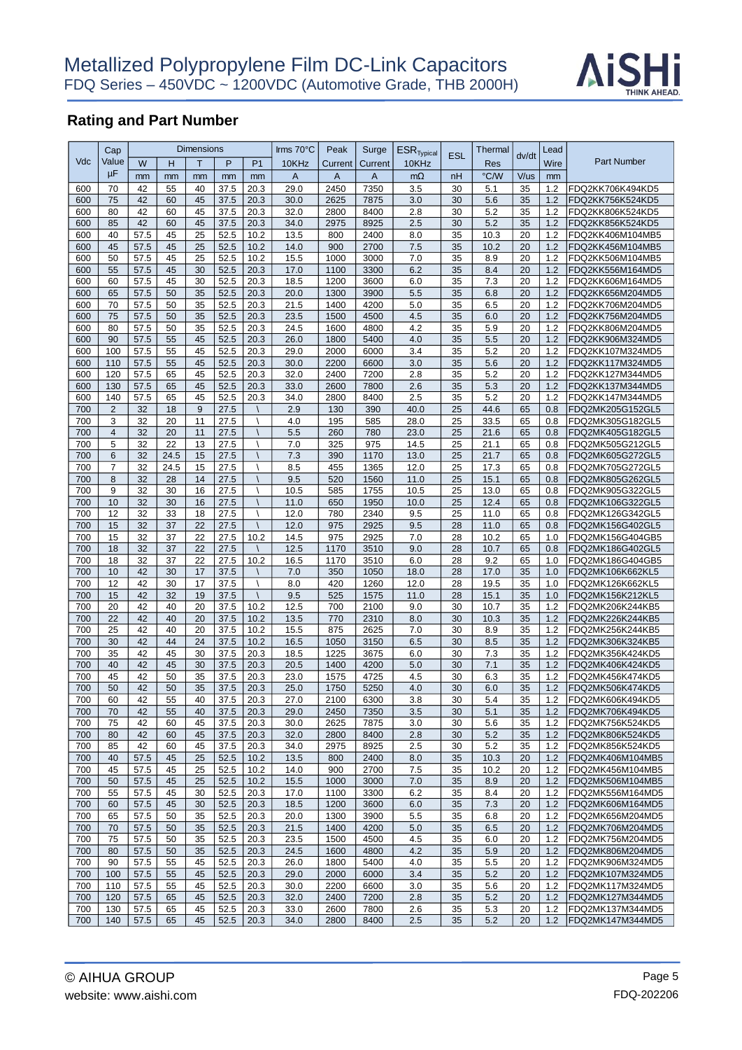# Metallized Polypropylene Film DC-Link Capacitors

FDQ Series – 450VDC ~ 1200VDC (Automotive Grade, THB 2000H)

## Rating and Part Number

| Vdc | Cap Value | Dimensions | | | | | Irms 70°C | Peak | Surge | $ESR_{Typical}$ | ESL | Thermal | dv/dt | Lead | Part Number |
|---|---|---|---|---|---|---|---|---|---|---|---|---|---|---|---|
| | | W | H | T | P | P1 | 10KHz | Current | Current | 10KHz | | Res | | Wire | |
| | µF | mm | mm | mm | mm | mm | A | A | A | mΩ | nH | °C/W | V/us | mm | |
| 600 | 70 | 42 | 55 | 40 | 37.5 | 20.3 | 29.0 | 2450 | 7350 | 3.5 | 30 | 5.1 | 35 | 1.2 | FDQ2KK706K494KD5 |
| 600 | 75 | 42 | 60 | 45 | 37.5 | 20.3 | 30.0 | 2625 | 7875 | 3.0 | 30 | 5.6 | 35 | 1.2 | FDQ2KK756K524KD5 |
| 600 | 80 | 42 | 60 | 45 | 37.5 | 20.3 | 32.0 | 2800 | 8400 | 2.8 | 30 | 5.2 | 35 | 1.2 | FDQ2KK806K524KD5 |
| 600 | 85 | 42 | 60 | 45 | 37.5 | 20.3 | 34.0 | 2975 | 8925 | 2.5 | 30 | 5.2 | 35 | 1.2 | FDQ2KK856K524KD5 |
| 600 | 40 | 57.5 | 45 | 25 | 52.5 | 10.2 | 13.5 | 800 | 2400 | 8.0 | 35 | 10.3 | 20 | 1.2 | FDQ2KK406M104MB5 |
| 600 | 45 | 57.5 | 45 | 25 | 52.5 | 10.2 | 14.0 | 900 | 2700 | 7.5 | 35 | 10.2 | 20 | 1.2 | FDQ2KK456M104MB5 |
| 600 | 50 | 57.5 | 45 | 25 | 52.5 | 10.2 | 15.5 | 1000 | 3000 | 7.0 | 35 | 8.9 | 20 | 1.2 | FDQ2KK506M104MB5 |
| 600 | 55 | 57.5 | 45 | 30 | 52.5 | 20.3 | 17.0 | 1100 | 3300 | 6.2 | 35 | 8.4 | 20 | 1.2 | FDQ2KK556M164MD5 |
| 600 | 60 | 57.5 | 45 | 30 | 52.5 | 20.3 | 18.5 | 1200 | 3600 | 6.0 | 35 | 7.3 | 20 | 1.2 | FDQ2KK606M164MD5 |
| 600 | 65 | 57.5 | 50 | 35 | 52.5 | 20.3 | 20.0 | 1300 | 3900 | 5.5 | 35 | 6.8 | 20 | 1.2 | FDQ2KK656M204MD5 |
| 600 | 70 | 57.5 | 50 | 35 | 52.5 | 20.3 | 21.5 | 1400 | 4200 | 5.0 | 35 | 6.5 | 20 | 1.2 | FDQ2KK706M204MD5 |
| 600 | 75 | 57.5 | 50 | 35 | 52.5 | 20.3 | 23.5 | 1500 | 4500 | 4.5 | 35 | 6.0 | 20 | 1.2 | FDQ2KK756M204MD5 |
| 600 | 80 | 57.5 | 50 | 35 | 52.5 | 20.3 | 24.5 | 1600 | 4800 | 4.2 | 35 | 5.9 | 20 | 1.2 | FDQ2KK806M204MD5 |
| 600 | 90 | 57.5 | 55 | 45 | 52.5 | 20.3 | 26.0 | 1800 | 5400 | 4.0 | 35 | 5.5 | 20 | 1.2 | FDQ2KK906M324MD5 |
| 600 | 100 | 57.5 | 55 | 45 | 52.5 | 20.3 | 29.0 | 2000 | 6000 | 3.4 | 35 | 5.2 | 20 | 1.2 | FDQ2KK107M324MD5 |
| 600 | 110 | 57.5 | 55 | 45 | 52.5 | 20.3 | 30.0 | 2200 | 6600 | 3.0 | 35 | 5.6 | 20 | 1.2 | FDQ2KK117M324MD5 |
| 600 | 120 | 57.5 | 65 | 45 | 52.5 | 20.3 | 32.0 | 2400 | 7200 | 2.8 | 35 | 5.2 | 20 | 1.2 | FDQ2KK127M344MD5 |
| 600 | 130 | 57.5 | 65 | 45 | 52.5 | 20.3 | 33.0 | 2600 | 7800 | 2.6 | 35 | 5.3 | 20 | 1.2 | FDQ2KK137M344MD5 |
| 600 | 140 | 57.5 | 65 | 45 | 52.5 | 20.3 | 34.0 | 2800 | 8400 | 2.5 | 35 | 5.2 | 20 | 1.2 | FDQ2KK147M344MD5 |
| 700 | 2 | 32 | 18 | 9 | 27.5 | \ | 2.9 | 130 | 390 | 40.0 | 25 | 44.6 | 65 | 0.8 | FDQ2MK205G152GL5 |
| 700 | 3 | 32 | 20 | 11 | 27.5 | \ | 4.0 | 195 | 585 | 28.0 | 25 | 33.5 | 65 | 0.8 | FDQ2MK305G182GL5 |
| 700 | 4 | 32 | 20 | 11 | 27.5 | \ | 5.5 | 260 | 780 | 23.0 | 25 | 21.6 | 65 | 0.8 | FDQ2MK405G182GL5 |
| 700 | 5 | 32 | 22 | 13 | 27.5 | \ | 7.0 | 325 | 975 | 14.5 | 25 | 21.1 | 65 | 0.8 | FDQ2MK505G212GL5 |
| 700 | 6 | 32 | 24.5 | 15 | 27.5 | \ | 7.3 | 390 | 1170 | 13.0 | 25 | 21.7 | 65 | 0.8 | FDQ2MK605G272GL5 |
| 700 | 7 | 32 | 24.5 | 15 | 27.5 | \ | 8.5 | 455 | 1365 | 12.0 | 25 | 17.3 | 65 | 0.8 | FDQ2MK705G272GL5 |
| 700 | 8 | 32 | 28 | 14 | 27.5 | \ | 9.5 | 520 | 1560 | 11.0 | 25 | 15.1 | 65 | 0.8 | FDQ2MK805G262GL5 |
| 700 | 9 | 32 | 30 | 16 | 27.5 | \ | 10.5 | 585 | 1755 | 10.5 | 25 | 13.0 | 65 | 0.8 | FDQ2MK905G322GL5 |
| 700 | 10 | 32 | 30 | 16 | 27.5 | \ | 11.0 | 650 | 1950 | 10.0 | 25 | 12.4 | 65 | 0.8 | FDQ2MK106G322GL5 |
| 700 | 12 | 32 | 33 | 18 | 27.5 | \ | 12.0 | 780 | 2340 | 9.5 | 25 | 11.0 | 65 | 0.8 | FDQ2MK126G342GL5 |
| 700 | 15 | 32 | 37 | 22 | 27.5 | \ | 12.0 | 975 | 2925 | 9.5 | 28 | 11.0 | 65 | 0.8 | FDQ2MK156G402GL5 |
| 700 | 15 | 32 | 37 | 22 | 27.5 | 10.2 | 14.5 | 975 | 2925 | 7.0 | 28 | 10.2 | 65 | 1.0 | FDQ2MK156G404GB5 |
| 700 | 18 | 32 | 37 | 22 | 27.5 | \ | 12.5 | 1170 | 3510 | 9.0 | 28 | 10.7 | 65 | 0.8 | FDQ2MK186G402GL5 |
| 700 | 18 | 32 | 37 | 22 | 27.5 | 10.2 | 16.5 | 1170 | 3510 | 6.0 | 28 | 9.2 | 65 | 1.0 | FDQ2MK186G404GB5 |
| 700 | 10 | 42 | 30 | 17 | 37.5 | \ | 7.0 | 350 | 1050 | 18.0 | 28 | 17.0 | 35 | 1.0 | FDQ2MK106K662KL5 |
| 700 | 12 | 42 | 30 | 17 | 37.5 | \ | 8.0 | 420 | 1260 | 12.0 | 28 | 19.5 | 35 | 1.0 | FDQ2MK126K662KL5 |
| 700 | 15 | 42 | 32 | 19 | 37.5 | \ | 9.5 | 525 | 1575 | 11.0 | 28 | 15.1 | 35 | 1.0 | FDQ2MK156K212KL5 |
| 700 | 20 | 42 | 40 | 20 | 37.5 | 10.2 | 12.5 | 700 | 2100 | 9.0 | 30 | 10.7 | 35 | 1.2 | FDQ2MK206K244KB5 |
| 700 | 22 | 42 | 40 | 20 | 37.5 | 10.2 | 13.5 | 770 | 2310 | 8.0 | 30 | 10.3 | 35 | 1.2 | FDQ2MK226K244KB5 |
| 700 | 25 | 42 | 40 | 20 | 37.5 | 10.2 | 15.5 | 875 | 2625 | 7.0 | 30 | 8.9 | 35 | 1.2 | FDQ2MK256K244KB5 |
| 700 | 30 | 42 | 44 | 24 | 37.5 | 10.2 | 16.5 | 1050 | 3150 | 6.5 | 30 | 8.5 | 35 | 1.2 | FDQ2MK306K324KB5 |
| 700 | 35 | 42 | 45 | 30 | 37.5 | 20.3 | 18.5 | 1225 | 3675 | 6.0 | 30 | 7.3 | 35 | 1.2 | FDQ2MK356K424KD5 |
| 700 | 40 | 42 | 45 | 30 | 37.5 | 20.3 | 20.5 | 1400 | 4200 | 5.0 | 30 | 7.1 | 35 | 1.2 | FDQ2MK406K424KD5 |
| 700 | 45 | 42 | 50 | 35 | 37.5 | 20.3 | 23.0 | 1575 | 4725 | 4.5 | 30 | 6.3 | 35 | 1.2 | FDQ2MK456K474KD5 |
| 700 | 50 | 42 | 50 | 35 | 37.5 | 20.3 | 25.0 | 1750 | 5250 | 4.0 | 30 | 6.0 | 35 | 1.2 | FDQ2MK506K474KD5 |
| 700 | 60 | 42 | 55 | 40 | 37.5 | 20.3 | 27.0 | 2100 | 6300 | 3.8 | 30 | 5.4 | 35 | 1.2 | FDQ2MK606K494KD5 |
| 700 | 70 | 42 | 55 | 40 | 37.5 | 20.3 | 29.0 | 2450 | 7350 | 3.5 | 30 | 5.1 | 35 | 1.2 | FDQ2MK706K494KD5 |
| 700 | 75 | 42 | 60 | 45 | 37.5 | 20.3 | 30.0 | 2625 | 7875 | 3.0 | 30 | 5.6 | 35 | 1.2 | FDQ2MK756K524KD5 |
| 700 | 80 | 42 | 60 | 45 | 37.5 | 20.3 | 32.0 | 2800 | 8400 | 2.8 | 30 | 5.2 | 35 | 1.2 | FDQ2MK806K524KD5 |
| 700 | 85 | 42 | 60 | 45 | 37.5 | 20.3 | 34.0 | 2975 | 8925 | 2.5 | 30 | 5.2 | 35 | 1.2 | FDQ2MK856K524KD5 |
| 700 | 40 | 57.5 | 45 | 25 | 52.5 | 10.2 | 13.5 | 800 | 2400 | 8.0 | 35 | 10.3 | 20 | 1.2 | FDQ2MK406M104MB5 |
| 700 | 45 | 57.5 | 45 | 25 | 52.5 | 10.2 | 14.0 | 900 | 2700 | 7.5 | 35 | 10.2 | 20 | 1.2 | FDQ2MK456M104MB5 |
| 700 | 50 | 57.5 | 45 | 25 | 52.5 | 10.2 | 15.5 | 1000 | 3000 | 7.0 | 35 | 8.9 | 20 | 1.2 | FDQ2MK506M104MB5 |
| 700 | 55 | 57.5 | 45 | 30 | 52.5 | 20.3 | 17.0 | 1100 | 3300 | 6.2 | 35 | 8.4 | 20 | 1.2 | FDQ2MK556M164MD5 |
| 700 | 60 | 57.5 | 45 | 30 | 52.5 | 20.3 | 18.5 | 1200 | 3600 | 6.0 | 35 | 7.3 | 20 | 1.2 | FDQ2MK606M164MD5 |
| 700 | 65 | 57.5 | 50 | 35 | 52.5 | 20.3 | 20.0 | 1300 | 3900 | 5.5 | 35 | 6.8 | 20 | 1.2 | FDQ2MK656M204MD5 |
| 700 | 70 | 57.5 | 50 | 35 | 52.5 | 20.3 | 21.5 | 1400 | 4200 | 5.0 | 35 | 6.5 | 20 | 1.2 | FDQ2MK706M204MD5 |
| 700 | 75 | 57.5 | 50 | 35 | 52.5 | 20.3 | 23.5 | 1500 | 4500 | 4.5 | 35 | 6.0 | 20 | 1.2 | FDQ2MK756M204MD5 |
| 700 | 80 | 57.5 | 50 | 35 | 52.5 | 20.3 | 24.5 | 1600 | 4800 | 4.2 | 35 | 5.9 | 20 | 1.2 | FDQ2MK806M204MD5 |
| 700 | 90 | 57.5 | 55 | 45 | 52.5 | 20.3 | 26.0 | 1800 | 5400 | 4.0 | 35 | 5.5 | 20 | 1.2 | FDQ2MK906M324MD5 |
| 700 | 100 | 57.5 | 55 | 45 | 52.5 | 20.3 | 29.0 | 2000 | 6000 | 3.4 | 35 | 5.2 | 20 | 1.2 | FDQ2MK107M324MD5 |
| 700 | 110 | 57.5 | 55 | 45 | 52.5 | 20.3 | 30.0 | 2200 | 6600 | 3.0 | 35 | 5.6 | 20 | 1.2 | FDQ2MK117M324MD5 |
| 700 | 120 | 57.5 | 65 | 45 | 52.5 | 20.3 | 32.0 | 2400 | 7200 | 2.8 | 35 | 5.2 | 20 | 1.2 | FDQ2MK127M344MD5 |
| 700 | 130 | 57.5 | 65 | 45 | 52.5 | 20.3 | 33.0 | 2600 | 7800 | 2.6 | 35 | 5.3 | 20 | 1.2 | FDQ2MK137M344MD5 |
| 700 | 140 | 57.5 | 65 | 45 | 52.5 | 20.3 | 34.0 | 2800 | 8400 | 2.5 | 35 | 5.2 | 20 | 1.2 | FDQ2MK147M344MD5 |

© AIHUA GROUP
website: www.aishi.com

FDQ-202206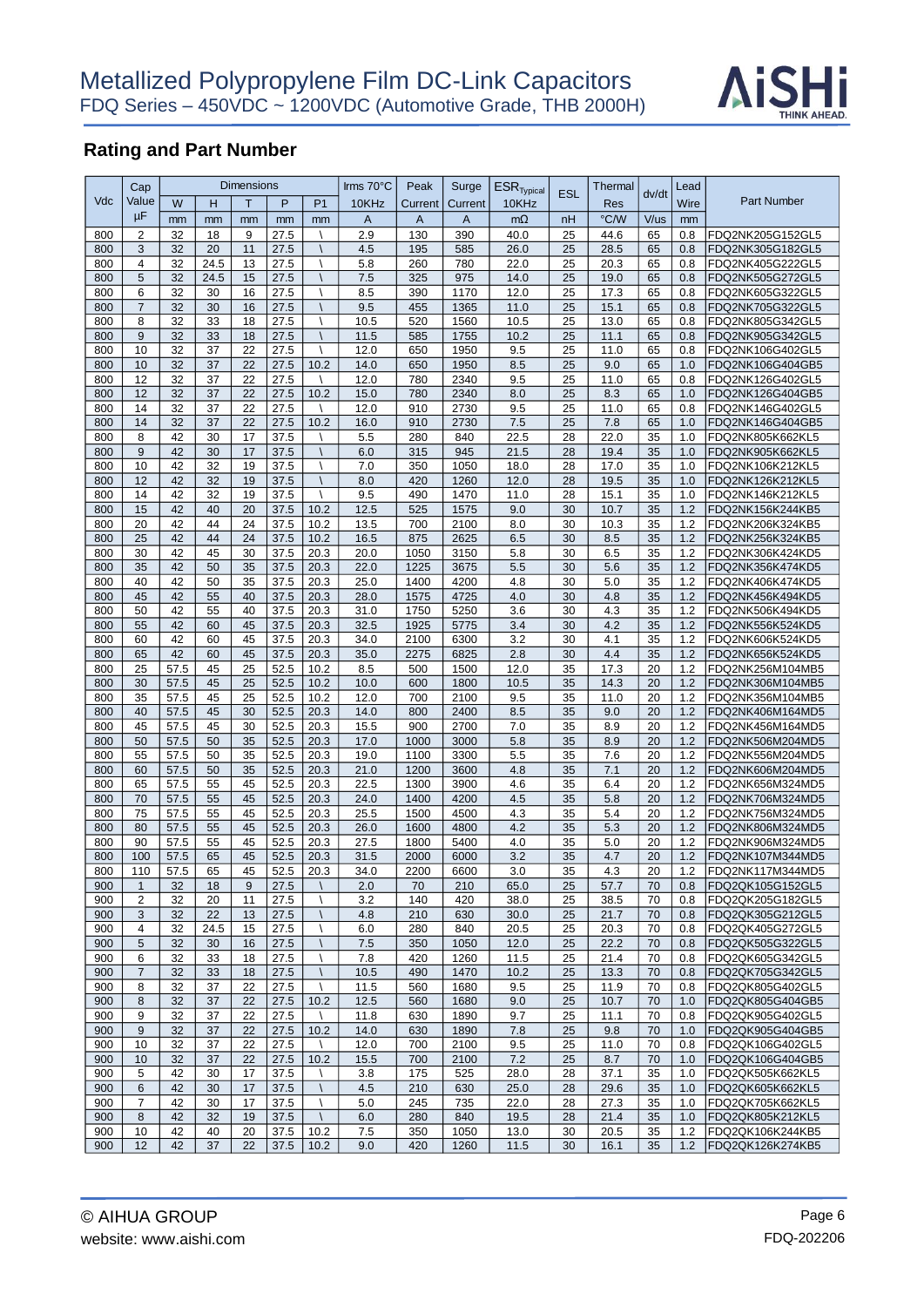## Rating and Part Number

| Vdc | Cap Value | Dimensions | | | | | Irms 70°C | Peak | Surge | $ESR_{Typical}$ | ESL | Thermal | dv/dt | Lead | Part Number |
|---|---|---|---|---|---|---|---|---|---|---|---|---|---|---|---|
| | | W | H | T | P | P1 | 10KHz | Current | Current | 10KHz | | Res | | Wire | |
| | µF | mm | mm | mm | mm | mm | A | A | A | mΩ | nH | °C/W | V/us | mm | |
| 800 | 2 | 32 | 18 | 9 | 27.5 | \ | 2.9 | 130 | 390 | 40.0 | 25 | 44.6 | 65 | 0.8 | FDQ2NK205G152GL5 |
| 800 | 3 | 32 | 20 | 11 | 27.5 | \ | 4.5 | 195 | 585 | 26.0 | 25 | 28.5 | 65 | 0.8 | FDQ2NK305G182GL5 |
| 800 | 4 | 32 | 24.5 | 13 | 27.5 | \ | 5.8 | 260 | 780 | 22.0 | 25 | 20.3 | 65 | 0.8 | FDQ2NK405G222GL5 |
| 800 | 5 | 32 | 24.5 | 15 | 27.5 | \ | 7.5 | 325 | 975 | 14.0 | 25 | 19.0 | 65 | 0.8 | FDQ2NK505G272GL5 |
| 800 | 6 | 32 | 30 | 16 | 27.5 | \ | 8.5 | 390 | 1170 | 12.0 | 25 | 17.3 | 65 | 0.8 | FDQ2NK605G322GL5 |
| 800 | 7 | 32 | 30 | 16 | 27.5 | \ | 9.5 | 455 | 1365 | 11.0 | 25 | 15.1 | 65 | 0.8 | FDQ2NK705G322GL5 |
| 800 | 8 | 32 | 33 | 18 | 27.5 | \ | 10.5 | 520 | 1560 | 10.5 | 25 | 13.0 | 65 | 0.8 | FDQ2NK805G342GL5 |
| 800 | 9 | 32 | 33 | 18 | 27.5 | \ | 11.5 | 585 | 1755 | 10.2 | 25 | 11.1 | 65 | 0.8 | FDQ2NK905G342GL5 |
| 800 | 10 | 32 | 37 | 22 | 27.5 | \ | 12.0 | 650 | 1950 | 9.5 | 25 | 11.0 | 65 | 0.8 | FDQ2NK106G402GL5 |
| 800 | 10 | 32 | 37 | 22 | 27.5 | 10.2 | 14.0 | 650 | 1950 | 8.5 | 25 | 9.0 | 65 | 1.0 | FDQ2NK106G404GB5 |
| 800 | 12 | 32 | 37 | 22 | 27.5 | \ | 12.0 | 780 | 2340 | 9.5 | 25 | 11.0 | 65 | 0.8 | FDQ2NK126G402GL5 |
| 800 | 12 | 32 | 37 | 22 | 27.5 | 10.2 | 15.0 | 780 | 2340 | 8.0 | 25 | 8.3 | 65 | 1.0 | FDQ2NK126G404GB5 |
| 800 | 14 | 32 | 37 | 22 | 27.5 | \ | 12.0 | 910 | 2730 | 9.5 | 25 | 11.0 | 65 | 0.8 | FDQ2NK146G402GL5 |
| 800 | 14 | 32 | 37 | 22 | 27.5 | 10.2 | 16.0 | 910 | 2730 | 7.5 | 25 | 7.8 | 65 | 1.0 | FDQ2NK146G404GB5 |
| 800 | 8 | 42 | 30 | 17 | 37.5 | \ | 5.5 | 280 | 840 | 22.5 | 28 | 22.0 | 35 | 1.0 | FDQ2NK805K662KL5 |
| 800 | 9 | 42 | 30 | 17 | 37.5 | \ | 6.0 | 315 | 945 | 21.5 | 28 | 19.4 | 35 | 1.0 | FDQ2NK905K662KL5 |
| 800 | 10 | 42 | 32 | 19 | 37.5 | \ | 7.0 | 350 | 1050 | 18.0 | 28 | 17.0 | 35 | 1.0 | FDQ2NK106K212KL5 |
| 800 | 12 | 42 | 32 | 19 | 37.5 | \ | 8.0 | 420 | 1260 | 12.0 | 28 | 19.5 | 35 | 1.0 | FDQ2NK126K212KL5 |
| 800 | 14 | 42 | 32 | 19 | 37.5 | \ | 9.5 | 490 | 1470 | 11.0 | 28 | 15.1 | 35 | 1.0 | FDQ2NK146K212KL5 |
| 800 | 15 | 42 | 40 | 20 | 37.5 | 10.2 | 12.5 | 525 | 1575 | 9.0 | 30 | 10.7 | 35 | 1.2 | FDQ2NK156K244KB5 |
| 800 | 20 | 42 | 44 | 24 | 37.5 | 10.2 | 13.5 | 700 | 2100 | 8.0 | 30 | 10.3 | 35 | 1.2 | FDQ2NK206K324KB5 |
| 800 | 25 | 42 | 44 | 24 | 37.5 | 10.2 | 16.5 | 875 | 2625 | 6.5 | 30 | 8.5 | 35 | 1.2 | FDQ2NK256K324KB5 |
| 800 | 30 | 42 | 45 | 30 | 37.5 | 20.3 | 20.0 | 1050 | 3150 | 5.8 | 30 | 6.5 | 35 | 1.2 | FDQ2NK306K424KD5 |
| 800 | 35 | 42 | 50 | 35 | 37.5 | 20.3 | 22.0 | 1225 | 3675 | 5.5 | 30 | 5.6 | 35 | 1.2 | FDQ2NK356K474KD5 |
| 800 | 40 | 42 | 50 | 35 | 37.5 | 20.3 | 25.0 | 1400 | 4200 | 4.8 | 30 | 5.0 | 35 | 1.2 | FDQ2NK406K474KD5 |
| 800 | 45 | 42 | 55 | 40 | 37.5 | 20.3 | 28.0 | 1575 | 4725 | 4.0 | 30 | 4.8 | 35 | 1.2 | FDQ2NK456K494KD5 |
| 800 | 50 | 42 | 55 | 40 | 37.5 | 20.3 | 31.0 | 1750 | 5250 | 3.6 | 30 | 4.3 | 35 | 1.2 | FDQ2NK506K494KD5 |
| 800 | 55 | 42 | 60 | 45 | 37.5 | 20.3 | 32.5 | 1925 | 5775 | 3.4 | 30 | 4.2 | 35 | 1.2 | FDQ2NK556K524KD5 |
| 800 | 60 | 42 | 60 | 45 | 37.5 | 20.3 | 34.0 | 2100 | 6300 | 3.2 | 30 | 4.1 | 35 | 1.2 | FDQ2NK606K524KD5 |
| 800 | 65 | 42 | 60 | 45 | 37.5 | 20.3 | 35.0 | 2275 | 6825 | 2.8 | 30 | 4.4 | 35 | 1.2 | FDQ2NK656K524KD5 |
| 800 | 25 | 57.5 | 45 | 25 | 52.5 | 10.2 | 8.5 | 500 | 1500 | 12.0 | 35 | 17.3 | 20 | 1.2 | FDQ2NK256M104MB5 |
| 800 | 30 | 57.5 | 45 | 25 | 52.5 | 10.2 | 10.0 | 600 | 1800 | 10.5 | 35 | 14.3 | 20 | 1.2 | FDQ2NK306M104MB5 |
| 800 | 35 | 57.5 | 45 | 25 | 52.5 | 10.2 | 12.0 | 700 | 2100 | 9.5 | 35 | 11.0 | 20 | 1.2 | FDQ2NK356M104MB5 |
| 800 | 40 | 57.5 | 45 | 30 | 52.5 | 20.3 | 14.0 | 800 | 2400 | 8.5 | 35 | 9.0 | 20 | 1.2 | FDQ2NK406M164MD5 |
| 800 | 45 | 57.5 | 45 | 30 | 52.5 | 20.3 | 15.5 | 900 | 2700 | 7.0 | 35 | 8.9 | 20 | 1.2 | FDQ2NK456M164MD5 |
| 800 | 50 | 57.5 | 50 | 35 | 52.5 | 20.3 | 17.0 | 1000 | 3000 | 5.8 | 35 | 8.9 | 20 | 1.2 | FDQ2NK506M204MD5 |
| 800 | 55 | 57.5 | 50 | 35 | 52.5 | 20.3 | 19.0 | 1100 | 3300 | 5.5 | 35 | 7.6 | 20 | 1.2 | FDQ2NK556M204MD5 |
| 800 | 60 | 57.5 | 50 | 35 | 52.5 | 20.3 | 21.0 | 1200 | 3600 | 4.8 | 35 | 7.1 | 20 | 1.2 | FDQ2NK606M204MD5 |
| 800 | 65 | 57.5 | 55 | 45 | 52.5 | 20.3 | 22.5 | 1300 | 3900 | 4.6 | 35 | 6.4 | 20 | 1.2 | FDQ2NK656M324MD5 |
| 800 | 70 | 57.5 | 55 | 45 | 52.5 | 20.3 | 24.0 | 1400 | 4200 | 4.5 | 35 | 5.8 | 20 | 1.2 | FDQ2NK706M324MD5 |
| 800 | 75 | 57.5 | 55 | 45 | 52.5 | 20.3 | 25.5 | 1500 | 4500 | 4.3 | 35 | 5.4 | 20 | 1.2 | FDQ2NK756M324MD5 |
| 800 | 80 | 57.5 | 55 | 45 | 52.5 | 20.3 | 26.0 | 1600 | 4800 | 4.2 | 35 | 5.3 | 20 | 1.2 | FDQ2NK806M324MD5 |
| 800 | 90 | 57.5 | 55 | 45 | 52.5 | 20.3 | 27.5 | 1800 | 5400 | 4.0 | 35 | 5.0 | 20 | 1.2 | FDQ2NK906M324MD5 |
| 800 | 100 | 57.5 | 65 | 45 | 52.5 | 20.3 | 31.5 | 2000 | 6000 | 3.2 | 35 | 4.7 | 20 | 1.2 | FDQ2NK107M344MD5 |
| 800 | 110 | 57.5 | 65 | 45 | 52.5 | 20.3 | 34.0 | 2200 | 6600 | 3.0 | 35 | 4.3 | 20 | 1.2 | FDQ2NK117M344MD5 |
| 900 | 1 | 32 | 18 | 9 | 27.5 | \ | 2.0 | 70 | 210 | 65.0 | 25 | 57.7 | 70 | 0.8 | FDQ2QK105G152GL5 |
| 900 | 2 | 32 | 20 | 11 | 27.5 | \ | 3.2 | 140 | 420 | 38.0 | 25 | 38.5 | 70 | 0.8 | FDQ2QK205G182GL5 |
| 900 | 3 | 32 | 22 | 13 | 27.5 | \ | 4.8 | 210 | 630 | 30.0 | 25 | 21.7 | 70 | 0.8 | FDQ2QK305G212GL5 |
| 900 | 4 | 32 | 24.5 | 15 | 27.5 | \ | 6.0 | 280 | 840 | 20.5 | 25 | 20.3 | 70 | 0.8 | FDQ2QK405G272GL5 |
| 900 | 5 | 32 | 30 | 16 | 27.5 | \ | 7.5 | 350 | 1050 | 12.0 | 25 | 22.2 | 70 | 0.8 | FDQ2QK505G322GL5 |
| 900 | 6 | 32 | 33 | 18 | 27.5 | \ | 7.8 | 420 | 1260 | 11.5 | 25 | 21.4 | 70 | 0.8 | FDQ2QK605G342GL5 |
| 900 | 7 | 32 | 33 | 18 | 27.5 | \ | 10.5 | 490 | 1470 | 10.2 | 25 | 13.3 | 70 | 0.8 | FDQ2QK705G342GL5 |
| 900 | 8 | 32 | 37 | 22 | 27.5 | \ | 11.5 | 560 | 1680 | 9.5 | 25 | 11.9 | 70 | 0.8 | FDQ2QK805G402GL5 |
| 900 | 8 | 32 | 37 | 22 | 27.5 | 10.2 | 12.5 | 560 | 1680 | 9.0 | 25 | 10.7 | 70 | 1.0 | FDQ2QK805G404GB5 |
| 900 | 9 | 32 | 37 | 22 | 27.5 | \ | 11.8 | 630 | 1890 | 9.7 | 25 | 11.1 | 70 | 0.8 | FDQ2QK905G402GL5 |
| 900 | 9 | 32 | 37 | 22 | 27.5 | 10.2 | 14.0 | 630 | 1890 | 7.8 | 25 | 9.8 | 70 | 1.0 | FDQ2QK905G404GB5 |
| 900 | 10 | 32 | 37 | 22 | 27.5 | \ | 12.0 | 700 | 2100 | 9.5 | 25 | 11.0 | 70 | 0.8 | FDQ2QK106G402GL5 |
| 900 | 10 | 32 | 37 | 22 | 27.5 | 10.2 | 15.5 | 700 | 2100 | 7.2 | 25 | 8.7 | 70 | 1.0 | FDQ2QK106G404GB5 |
| 900 | 5 | 42 | 30 | 17 | 37.5 | \ | 3.8 | 175 | 525 | 28.0 | 28 | 37.1 | 35 | 1.0 | FDQ2QK505K662KL5 |
| 900 | 6 | 42 | 30 | 17 | 37.5 | \ | 4.5 | 210 | 630 | 25.0 | 28 | 29.6 | 35 | 1.0 | FDQ2QK605K662KL5 |
| 900 | 7 | 42 | 30 | 17 | 37.5 | \ | 5.0 | 245 | 735 | 22.0 | 28 | 27.3 | 35 | 1.0 | FDQ2QK705K662KL5 |
| 900 | 8 | 42 | 32 | 19 | 37.5 | \ | 6.0 | 280 | 840 | 19.5 | 28 | 21.4 | 35 | 1.0 | FDQ2QK805K212KL5 |
| 900 | 10 | 42 | 40 | 20 | 37.5 | 10.2 | 7.5 | 350 | 1050 | 13.0 | 30 | 20.5 | 35 | 1.2 | FDQ2QK106K244KB5 |
| 900 | 12 | 42 | 37 | 22 | 37.5 | 10.2 | 9.0 | 420 | 1260 | 11.5 | 30 | 16.1 | 35 | 1.2 | FDQ2QK126K274KB5 |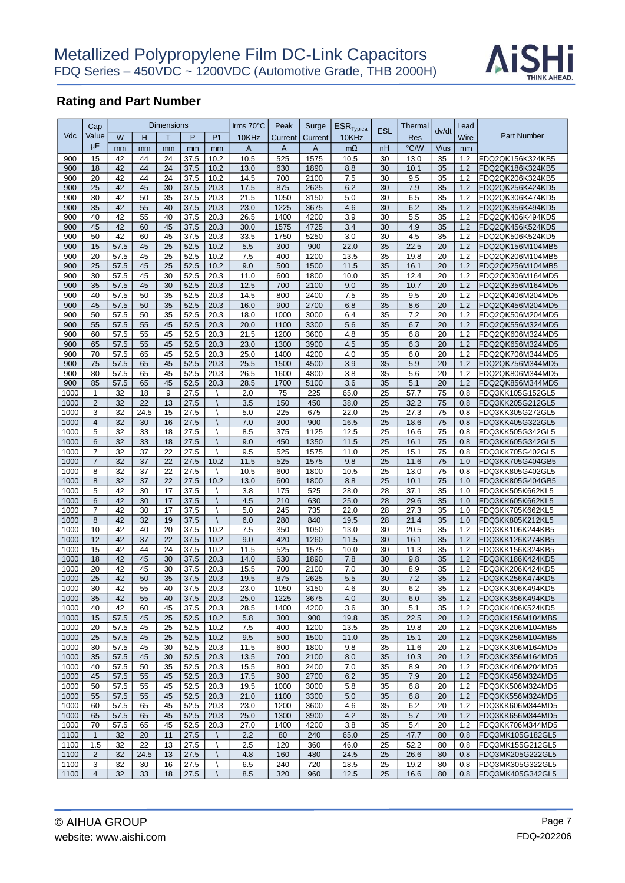# Metallized Polypropylene Film DC-Link Capacitors

FDQ Series – 450VDC ~ 1200VDC (Automotive Grade, THB 2000H)

## Rating and Part Number

| Vdc | Cap Value | Dimensions | | | | | Irms 70°C | Peak | Surge | $ESR_{Typical}$ | ESL | Thermal | dv/dt | Lead | Part Number |
|---|---|---|---|---|---|---|---|---|---|---|---|---|---|---|---|
| | | W | H | T | P | P1 | 10KHz | Current | Current | 10KHz | | Res | | Wire | |
| | μF | mm | mm | mm | mm | mm | A | A | A | mΩ | nH | °C/W | V/us | mm | |
| 900 | 15 | 42 | 44 | 24 | 37.5 | 10.2 | 10.5 | 525 | 1575 | 10.5 | 30 | 13.0 | 35 | 1.2 | FDQ2QK156K324KB5 |
| 900 | 18 | 42 | 44 | 24 | 37.5 | 10.2 | 13.0 | 630 | 1890 | 8.8 | 30 | 10.1 | 35 | 1.2 | FDQ2QK186K324KB5 |
| 900 | 20 | 42 | 44 | 24 | 37.5 | 10.2 | 14.5 | 700 | 2100 | 7.5 | 30 | 9.5 | 35 | 1.2 | FDQ2QK206K324KB5 |
| 900 | 25 | 42 | 45 | 30 | 37.5 | 20.3 | 17.5 | 875 | 2625 | 6.2 | 30 | 7.9 | 35 | 1.2 | FDQ2QK256K424KD5 |
| 900 | 30 | 42 | 50 | 35 | 37.5 | 20.3 | 21.5 | 1050 | 3150 | 5.0 | 30 | 6.5 | 35 | 1.2 | FDQ2QK306K474KD5 |
| 900 | 35 | 42 | 55 | 40 | 37.5 | 20.3 | 23.0 | 1225 | 3675 | 4.6 | 30 | 6.2 | 35 | 1.2 | FDQ2QK356K494KD5 |
| 900 | 40 | 42 | 55 | 40 | 37.5 | 20.3 | 26.5 | 1400 | 4200 | 3.9 | 30 | 5.5 | 35 | 1.2 | FDQ2QK406K494KD5 |
| 900 | 45 | 42 | 60 | 45 | 37.5 | 20.3 | 30.0 | 1575 | 4725 | 3.4 | 30 | 4.9 | 35 | 1.2 | FDQ2QK456K524KD5 |
| 900 | 50 | 42 | 60 | 45 | 37.5 | 20.3 | 33.5 | 1750 | 5250 | 3.0 | 30 | 4.5 | 35 | 1.2 | FDQ2QK506K524KD5 |
| 900 | 15 | 57.5 | 45 | 25 | 52.5 | 10.2 | 5.5 | 300 | 900 | 22.0 | 35 | 22.5 | 20 | 1.2 | FDQ2QK156M104MB5 |
| 900 | 20 | 57.5 | 45 | 25 | 52.5 | 10.2 | 7.5 | 400 | 1200 | 13.5 | 35 | 19.8 | 20 | 1.2 | FDQ2QK206M104MB5 |
| 900 | 25 | 57.5 | 45 | 25 | 52.5 | 10.2 | 9.0 | 500 | 1500 | 11.5 | 35 | 16.1 | 20 | 1.2 | FDQ2QK256M104MB5 |
| 900 | 30 | 57.5 | 45 | 30 | 52.5 | 20.3 | 11.0 | 600 | 1800 | 10.0 | 35 | 12.4 | 20 | 1.2 | FDQ2QK306M164MD5 |
| 900 | 35 | 57.5 | 45 | 30 | 52.5 | 20.3 | 12.5 | 700 | 2100 | 9.0 | 35 | 10.7 | 20 | 1.2 | FDQ2QK356M164MD5 |
| 900 | 40 | 57.5 | 50 | 35 | 52.5 | 20.3 | 14.5 | 800 | 2400 | 7.5 | 35 | 9.5 | 20 | 1.2 | FDQ2QK406M204MD5 |
| 900 | 45 | 57.5 | 50 | 35 | 52.5 | 20.3 | 16.0 | 900 | 2700 | 6.8 | 35 | 8.6 | 20 | 1.2 | FDQ2QK456M204MD5 |
| 900 | 50 | 57.5 | 50 | 35 | 52.5 | 20.3 | 18.0 | 1000 | 3000 | 6.4 | 35 | 7.2 | 20 | 1.2 | FDQ2QK506M204MD5 |
| 900 | 55 | 57.5 | 55 | 45 | 52.5 | 20.3 | 20.0 | 1100 | 3300 | 5.6 | 35 | 6.7 | 20 | 1.2 | FDQ2QK556M324MD5 |
| 900 | 60 | 57.5 | 55 | 45 | 52.5 | 20.3 | 21.5 | 1200 | 3600 | 4.8 | 35 | 6.8 | 20 | 1.2 | FDQ2QK606M324MD5 |
| 900 | 65 | 57.5 | 55 | 45 | 52.5 | 20.3 | 23.0 | 1300 | 3900 | 4.5 | 35 | 6.3 | 20 | 1.2 | FDQ2QK656M324MD5 |
| 900 | 70 | 57.5 | 65 | 45 | 52.5 | 20.3 | 25.0 | 1400 | 4200 | 4.0 | 35 | 6.0 | 20 | 1.2 | FDQ2QK706M344MD5 |
| 900 | 75 | 57.5 | 65 | 45 | 52.5 | 20.3 | 25.5 | 1500 | 4500 | 3.9 | 35 | 5.9 | 20 | 1.2 | FDQ2QK756M344MD5 |
| 900 | 80 | 57.5 | 65 | 45 | 52.5 | 20.3 | 26.5 | 1600 | 4800 | 3.8 | 35 | 5.6 | 20 | 1.2 | FDQ2QK806M344MD5 |
| 900 | 85 | 57.5 | 65 | 45 | 52.5 | 20.3 | 28.5 | 1700 | 5100 | 3.6 | 35 | 5.1 | 20 | 1.2 | FDQ2QK856M344MD5 |
| 1000 | 1 | 32 | 18 | 9 | 27.5 | \ | 2.0 | 75 | 225 | 65.0 | 25 | 57.7 | 75 | 0.8 | FDQ3KK105G152GL5 |
| 1000 | 2 | 32 | 22 | 13 | 27.5 | \ | 3.5 | 150 | 450 | 38.0 | 25 | 32.2 | 75 | 0.8 | FDQ3KK205G212GL5 |
| 1000 | 3 | 32 | 24.5 | 15 | 27.5 | \ | 5.0 | 225 | 675 | 22.0 | 25 | 27.3 | 75 | 0.8 | FDQ3KK305G272GL5 |
| 1000 | 4 | 32 | 30 | 16 | 27.5 | \ | 7.0 | 300 | 900 | 16.5 | 25 | 18.6 | 75 | 0.8 | FDQ3KK405G322GL5 |
| 1000 | 5 | 32 | 33 | 18 | 27.5 | \ | 8.5 | 375 | 1125 | 12.5 | 25 | 16.6 | 75 | 0.8 | FDQ3KK505G342GL5 |
| 1000 | 6 | 32 | 33 | 18 | 27.5 | \ | 9.0 | 450 | 1350 | 11.5 | 25 | 16.1 | 75 | 0.8 | FDQ3KK605G342GL5 |
| 1000 | 7 | 32 | 37 | 22 | 27.5 | \ | 9.5 | 525 | 1575 | 11.0 | 25 | 15.1 | 75 | 0.8 | FDQ3KK705G402GL5 |
| 1000 | 7 | 32 | 37 | 22 | 27.5 | 10.2 | 11.5 | 525 | 1575 | 9.8 | 25 | 11.6 | 75 | 1.0 | FDQ3KK705G404GB5 |
| 1000 | 8 | 32 | 37 | 22 | 27.5 | \ | 10.5 | 600 | 1800 | 10.5 | 25 | 13.0 | 75 | 0.8 | FDQ3KK805G402GL5 |
| 1000 | 8 | 32 | 37 | 22 | 27.5 | 10.2 | 13.0 | 600 | 1800 | 8.8 | 25 | 10.1 | 75 | 1.0 | FDQ3KK805G404GB5 |
| 1000 | 5 | 42 | 30 | 17 | 37.5 | \ | 3.8 | 175 | 525 | 28.0 | 28 | 37.1 | 35 | 1.0 | FDQ3KK505K662KL5 |
| 1000 | 6 | 42 | 30 | 17 | 37.5 | \ | 4.5 | 210 | 630 | 25.0 | 28 | 29.6 | 35 | 1.0 | FDQ3KK605K662KL5 |
| 1000 | 7 | 42 | 30 | 17 | 37.5 | \ | 5.0 | 245 | 735 | 22.0 | 28 | 27.3 | 35 | 1.0 | FDQ3KK705K662KL5 |
| 1000 | 8 | 42 | 32 | 19 | 37.5 | \ | 6.0 | 280 | 840 | 19.5 | 28 | 21.4 | 35 | 1.0 | FDQ3KK805K212KL5 |
| 1000 | 10 | 42 | 40 | 20 | 37.5 | 10.2 | 7.5 | 350 | 1050 | 13.0 | 30 | 20.5 | 35 | 1.2 | FDQ3KK106K244KB5 |
| 1000 | 12 | 42 | 37 | 22 | 37.5 | 10.2 | 9.0 | 420 | 1260 | 11.5 | 30 | 16.1 | 35 | 1.2 | FDQ3KK126K274KB5 |
| 1000 | 15 | 42 | 44 | 24 | 37.5 | 10.2 | 11.5 | 525 | 1575 | 10.0 | 30 | 11.3 | 35 | 1.2 | FDQ3KK156K324KB5 |
| 1000 | 18 | 42 | 45 | 30 | 37.5 | 20.3 | 14.0 | 630 | 1890 | 7.8 | 30 | 9.8 | 35 | 1.2 | FDQ3KK186K424KD5 |
| 1000 | 20 | 42 | 45 | 30 | 37.5 | 20.3 | 15.5 | 700 | 2100 | 7.0 | 30 | 8.9 | 35 | 1.2 | FDQ3KK206K424KD5 |
| 1000 | 25 | 42 | 50 | 35 | 37.5 | 20.3 | 19.5 | 875 | 2625 | 5.5 | 30 | 7.2 | 35 | 1.2 | FDQ3KK256K474KD5 |
| 1000 | 30 | 42 | 55 | 40 | 37.5 | 20.3 | 23.0 | 1050 | 3150 | 4.6 | 30 | 6.2 | 35 | 1.2 | FDQ3KK306K494KD5 |
| 1000 | 35 | 42 | 55 | 40 | 37.5 | 20.3 | 25.0 | 1225 | 3675 | 4.0 | 30 | 6.0 | 35 | 1.2 | FDQ3KK356K494KD5 |
| 1000 | 40 | 42 | 60 | 45 | 37.5 | 20.3 | 28.5 | 1400 | 4200 | 3.6 | 30 | 5.1 | 35 | 1.2 | FDQ3KK406K524KD5 |
| 1000 | 15 | 57.5 | 45 | 25 | 52.5 | 10.2 | 5.8 | 300 | 900 | 19.8 | 35 | 22.5 | 20 | 1.2 | FDQ3KK156M104MB5 |
| 1000 | 20 | 57.5 | 45 | 25 | 52.5 | 10.2 | 7.5 | 400 | 1200 | 13.5 | 35 | 19.8 | 20 | 1.2 | FDQ3KK206M104MB5 |
| 1000 | 25 | 57.5 | 45 | 25 | 52.5 | 10.2 | 9.5 | 500 | 1500 | 11.0 | 35 | 15.1 | 20 | 1.2 | FDQ3KK256M104MB5 |
| 1000 | 30 | 57.5 | 45 | 30 | 52.5 | 20.3 | 11.5 | 600 | 1800 | 9.8 | 35 | 11.6 | 20 | 1.2 | FDQ3KK306M164MD5 |
| 1000 | 35 | 57.5 | 45 | 30 | 52.5 | 20.3 | 13.5 | 700 | 2100 | 8.0 | 35 | 10.3 | 20 | 1.2 | FDQ3KK356M164MD5 |
| 1000 | 40 | 57.5 | 50 | 35 | 52.5 | 20.3 | 15.5 | 800 | 2400 | 7.0 | 35 | 8.9 | 20 | 1.2 | FDQ3KK406M204MD5 |
| 1000 | 45 | 57.5 | 55 | 45 | 52.5 | 20.3 | 17.5 | 900 | 2700 | 6.2 | 35 | 7.9 | 20 | 1.2 | FDQ3KK456M324MD5 |
| 1000 | 50 | 57.5 | 55 | 45 | 52.5 | 20.3 | 19.5 | 1000 | 3000 | 5.8 | 35 | 6.8 | 20 | 1.2 | FDQ3KK506M324MD5 |
| 1000 | 55 | 57.5 | 55 | 45 | 52.5 | 20.3 | 21.0 | 1100 | 3300 | 5.0 | 35 | 6.8 | 20 | 1.2 | FDQ3KK556M324MD5 |
| 1000 | 60 | 57.5 | 65 | 45 | 52.5 | 20.3 | 23.0 | 1200 | 3600 | 4.6 | 35 | 6.2 | 20 | 1.2 | FDQ3KK606M344MD5 |
| 1000 | 65 | 57.5 | 65 | 45 | 52.5 | 20.3 | 25.0 | 1300 | 3900 | 4.2 | 35 | 5.7 | 20 | 1.2 | FDQ3KK656M344MD5 |
| 1000 | 70 | 57.5 | 65 | 45 | 52.5 | 20.3 | 27.0 | 1400 | 4200 | 3.8 | 35 | 5.4 | 20 | 1.2 | FDQ3KK706M344MD5 |
| 1100 | 1 | 32 | 20 | 11 | 27.5 | \ | 2.2 | 80 | 240 | 65.0 | 25 | 47.7 | 80 | 0.8 | FDQ3MK105G182GL5 |
| 1100 | 1.5 | 32 | 22 | 13 | 27.5 | \ | 2.5 | 120 | 360 | 46.0 | 25 | 52.2 | 80 | 0.8 | FDQ3MK155G212GL5 |
| 1100 | 2 | 32 | 24.5 | 13 | 27.5 | \ | 4.8 | 160 | 480 | 24.5 | 25 | 26.6 | 80 | 0.8 | FDQ3MK205G222GL5 |
| 1100 | 3 | 32 | 30 | 16 | 27.5 | \ | 6.5 | 240 | 720 | 18.5 | 25 | 19.2 | 80 | 0.8 | FDQ3MK305G322GL5 |
| 1100 | 4 | 32 | 33 | 18 | 27.5 | \ | 8.5 | 320 | 960 | 12.5 | 25 | 16.6 | 80 | 0.8 | FDQ3MK405G342GL5 |

© AIHUA GROUP
website: www.aishi.com
FDQ-202206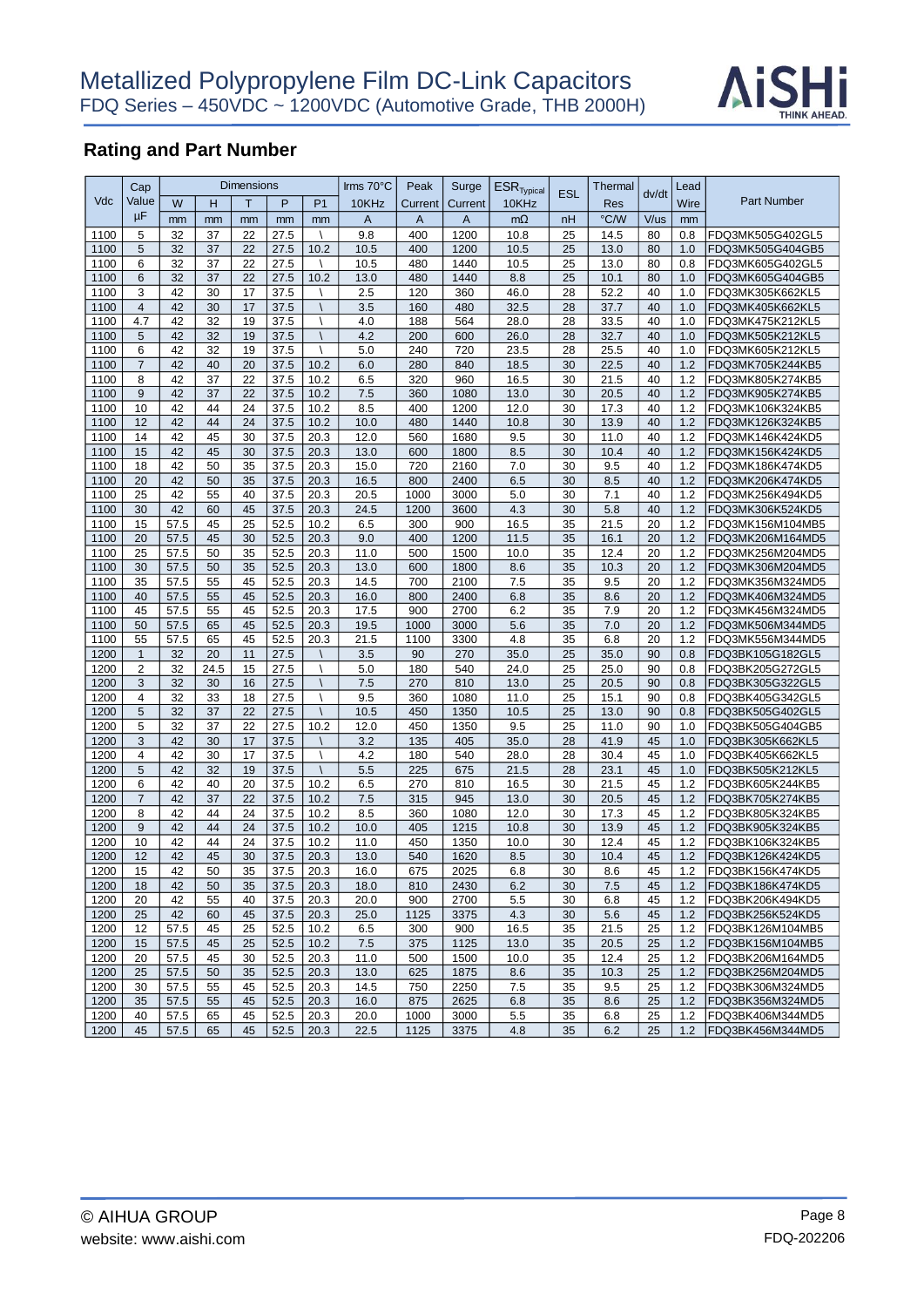# Metallized Polypropylene Film DC-Link Capacitors

FDQ Series – 450VDC ~ 1200VDC (Automotive Grade, THB 2000H)

## Rating and Part Number

| Vdc | Cap Value | Dimensions | | | | | Irms 70°C | Peak Current | Surge Current | $ESR_{Typical}$ | ESL | Thermal Res | dv/dt | Lead Wire | Part Number |
|---|---|---|---|---|---|---|---|---|---|---|---|---|---|---|---|
| | | W | H | T | P | P1 | 10KHz | | | 10KHz | | | | | |
| | μF | mm | mm | mm | mm | mm | A | A | A | mΩ | nH | °C/W | V/us | mm | |
| 1100 | 5 | 32 | 37 | 22 | 27.5 | \ | 9.8 | 400 | 1200 | 10.8 | 25 | 14.5 | 80 | 0.8 | FDQ3MK505G402GL5 |
| 1100 | 5 | 32 | 37 | 22 | 27.5 | 10.2 | 10.5 | 400 | 1200 | 10.5 | 25 | 13.0 | 80 | 1.0 | FDQ3MK505G404GB5 |
| 1100 | 6 | 32 | 37 | 22 | 27.5 | \ | 10.5 | 480 | 1440 | 10.5 | 25 | 13.0 | 80 | 0.8 | FDQ3MK605G402GL5 |
| 1100 | 6 | 32 | 37 | 22 | 27.5 | 10.2 | 13.0 | 480 | 1440 | 8.8 | 25 | 10.1 | 80 | 1.0 | FDQ3MK605G404GB5 |
| 1100 | 3 | 42 | 30 | 17 | 37.5 | \ | 2.5 | 120 | 360 | 46.0 | 28 | 52.2 | 40 | 1.0 | FDQ3MK305K662KL5 |
| 1100 | 4 | 42 | 30 | 17 | 37.5 | \ | 3.5 | 160 | 480 | 32.5 | 28 | 37.7 | 40 | 1.0 | FDQ3MK405K662KL5 |
| 1100 | 4.7 | 42 | 32 | 19 | 37.5 | \ | 4.0 | 188 | 564 | 28.0 | 28 | 33.5 | 40 | 1.0 | FDQ3MK475K212KL5 |
| 1100 | 5 | 42 | 32 | 19 | 37.5 | \ | 4.2 | 200 | 600 | 26.0 | 28 | 32.7 | 40 | 1.0 | FDQ3MK505K212KL5 |
| 1100 | 6 | 42 | 32 | 19 | 37.5 | \ | 5.0 | 240 | 720 | 23.5 | 28 | 25.5 | 40 | 1.0 | FDQ3MK605K212KL5 |
| 1100 | 7 | 42 | 40 | 20 | 37.5 | 10.2 | 6.0 | 280 | 840 | 18.5 | 30 | 22.5 | 40 | 1.2 | FDQ3MK705K244KB5 |
| 1100 | 8 | 42 | 37 | 22 | 37.5 | 10.2 | 6.5 | 320 | 960 | 16.5 | 30 | 21.5 | 40 | 1.2 | FDQ3MK805K274KB5 |
| 1100 | 9 | 42 | 37 | 22 | 37.5 | 10.2 | 7.5 | 360 | 1080 | 13.0 | 30 | 20.5 | 40 | 1.2 | FDQ3MK905K274KB5 |
| 1100 | 10 | 42 | 44 | 24 | 37.5 | 10.2 | 8.5 | 400 | 1200 | 12.0 | 30 | 17.3 | 40 | 1.2 | FDQ3MK106K324KB5 |
| 1100 | 12 | 42 | 44 | 24 | 37.5 | 10.2 | 10.0 | 480 | 1440 | 10.8 | 30 | 13.9 | 40 | 1.2 | FDQ3MK126K324KB5 |
| 1100 | 14 | 42 | 45 | 30 | 37.5 | 20.3 | 12.0 | 560 | 1680 | 9.5 | 30 | 11.0 | 40 | 1.2 | FDQ3MK146K424KD5 |
| 1100 | 15 | 42 | 45 | 30 | 37.5 | 20.3 | 13.0 | 600 | 1800 | 8.5 | 30 | 10.4 | 40 | 1.2 | FDQ3MK156K424KD5 |
| 1100 | 18 | 42 | 50 | 35 | 37.5 | 20.3 | 15.0 | 720 | 2160 | 7.0 | 30 | 9.5 | 40 | 1.2 | FDQ3MK186K474KD5 |
| 1100 | 20 | 42 | 50 | 35 | 37.5 | 20.3 | 16.5 | 800 | 2400 | 6.5 | 30 | 8.5 | 40 | 1.2 | FDQ3MK206K474KD5 |
| 1100 | 25 | 42 | 55 | 40 | 37.5 | 20.3 | 20.5 | 1000 | 3000 | 5.0 | 30 | 7.1 | 40 | 1.2 | FDQ3MK256K494KD5 |
| 1100 | 30 | 42 | 60 | 45 | 37.5 | 20.3 | 24.5 | 1200 | 3600 | 4.3 | 30 | 5.8 | 40 | 1.2 | FDQ3MK306K524KD5 |
| 1100 | 15 | 57.5 | 45 | 25 | 52.5 | 10.2 | 6.5 | 300 | 900 | 16.5 | 35 | 21.5 | 20 | 1.2 | FDQ3MK156M104MB5 |
| 1100 | 20 | 57.5 | 45 | 30 | 52.5 | 20.3 | 9.0 | 400 | 1200 | 11.5 | 35 | 16.1 | 20 | 1.2 | FDQ3MK206M164MD5 |
| 1100 | 25 | 57.5 | 50 | 35 | 52.5 | 20.3 | 11.0 | 500 | 1500 | 10.0 | 35 | 12.4 | 20 | 1.2 | FDQ3MK256M204MD5 |
| 1100 | 30 | 57.5 | 50 | 35 | 52.5 | 20.3 | 13.0 | 600 | 1800 | 8.6 | 35 | 10.3 | 20 | 1.2 | FDQ3MK306M204MD5 |
| 1100 | 35 | 57.5 | 55 | 45 | 52.5 | 20.3 | 14.5 | 700 | 2100 | 7.5 | 35 | 9.5 | 20 | 1.2 | FDQ3MK356M324MD5 |
| 1100 | 40 | 57.5 | 55 | 45 | 52.5 | 20.3 | 16.0 | 800 | 2400 | 6.8 | 35 | 8.6 | 20 | 1.2 | FDQ3MK406M324MD5 |
| 1100 | 45 | 57.5 | 55 | 45 | 52.5 | 20.3 | 17.5 | 900 | 2700 | 6.2 | 35 | 7.9 | 20 | 1.2 | FDQ3MK456M324MD5 |
| 1100 | 50 | 57.5 | 65 | 45 | 52.5 | 20.3 | 19.5 | 1000 | 3000 | 5.6 | 35 | 7.0 | 20 | 1.2 | FDQ3MK506M344MD5 |
| 1100 | 55 | 57.5 | 65 | 45 | 52.5 | 20.3 | 21.5 | 1100 | 3300 | 4.8 | 35 | 6.8 | 20 | 1.2 | FDQ3MK556M344MD5 |
| 1200 | 1 | 32 | 20 | 11 | 27.5 | \ | 3.5 | 90 | 270 | 35.0 | 25 | 35.0 | 90 | 0.8 | FDQ3BK105G182GL5 |
| 1200 | 2 | 32 | 24.5 | 15 | 27.5 | \ | 5.0 | 180 | 540 | 24.0 | 25 | 25.0 | 90 | 0.8 | FDQ3BK205G272GL5 |
| 1200 | 3 | 32 | 30 | 16 | 27.5 | \ | 7.5 | 270 | 810 | 13.0 | 25 | 20.5 | 90 | 0.8 | FDQ3BK305G322GL5 |
| 1200 | 4 | 32 | 33 | 18 | 27.5 | \ | 9.5 | 360 | 1080 | 11.0 | 25 | 15.1 | 90 | 0.8 | FDQ3BK405G342GL5 |
| 1200 | 5 | 32 | 37 | 22 | 27.5 | \ | 10.5 | 450 | 1350 | 10.5 | 25 | 13.0 | 90 | 0.8 | FDQ3BK505G402GL5 |
| 1200 | 5 | 32 | 37 | 22 | 27.5 | 10.2 | 12.0 | 450 | 1350 | 9.5 | 25 | 11.0 | 90 | 1.0 | FDQ3BK505G404GB5 |
| 1200 | 3 | 42 | 30 | 17 | 37.5 | \ | 3.2 | 135 | 405 | 35.0 | 28 | 41.9 | 45 | 1.0 | FDQ3BK305K662KL5 |
| 1200 | 4 | 42 | 30 | 17 | 37.5 | \ | 4.2 | 180 | 540 | 28.0 | 28 | 30.4 | 45 | 1.0 | FDQ3BK405K662KL5 |
| 1200 | 5 | 42 | 32 | 19 | 37.5 | \ | 5.5 | 225 | 675 | 21.5 | 28 | 23.1 | 45 | 1.0 | FDQ3BK505K212KL5 |
| 1200 | 6 | 42 | 40 | 20 | 37.5 | 10.2 | 6.5 | 270 | 810 | 16.5 | 30 | 21.5 | 45 | 1.2 | FDQ3BK605K244KB5 |
| 1200 | 7 | 42 | 37 | 22 | 37.5 | 10.2 | 7.5 | 315 | 945 | 13.0 | 30 | 20.5 | 45 | 1.2 | FDQ3BK705K274KB5 |
| 1200 | 8 | 42 | 44 | 24 | 37.5 | 10.2 | 8.5 | 360 | 1080 | 12.0 | 30 | 17.3 | 45 | 1.2 | FDQ3BK805K324KB5 |
| 1200 | 9 | 42 | 44 | 24 | 37.5 | 10.2 | 10.0 | 405 | 1215 | 10.8 | 30 | 13.9 | 45 | 1.2 | FDQ3BK905K324KB5 |
| 1200 | 10 | 42 | 44 | 24 | 37.5 | 10.2 | 11.0 | 450 | 1350 | 10.0 | 30 | 12.4 | 45 | 1.2 | FDQ3BK106K324KB5 |
| 1200 | 12 | 42 | 45 | 30 | 37.5 | 20.3 | 13.0 | 540 | 1620 | 8.5 | 30 | 10.4 | 45 | 1.2 | FDQ3BK126K424KD5 |
| 1200 | 15 | 42 | 50 | 35 | 37.5 | 20.3 | 16.0 | 675 | 2025 | 6.8 | 30 | 8.6 | 45 | 1.2 | FDQ3BK156K474KD5 |
| 1200 | 18 | 42 | 50 | 35 | 37.5 | 20.3 | 18.0 | 810 | 2430 | 6.2 | 30 | 7.5 | 45 | 1.2 | FDQ3BK186K474KD5 |
| 1200 | 20 | 42 | 55 | 40 | 37.5 | 20.3 | 20.0 | 900 | 2700 | 5.5 | 30 | 6.8 | 45 | 1.2 | FDQ3BK206K494KD5 |
| 1200 | 25 | 42 | 60 | 45 | 37.5 | 20.3 | 25.0 | 1125 | 3375 | 4.3 | 30 | 5.6 | 45 | 1.2 | FDQ3BK256K524KD5 |
| 1200 | 12 | 57.5 | 45 | 25 | 52.5 | 10.2 | 6.5 | 300 | 900 | 16.5 | 35 | 21.5 | 25 | 1.2 | FDQ3BK126M104MB5 |
| 1200 | 15 | 57.5 | 45 | 25 | 52.5 | 10.2 | 7.5 | 375 | 1125 | 13.0 | 35 | 20.5 | 25 | 1.2 | FDQ3BK156M104MB5 |
| 1200 | 20 | 57.5 | 45 | 30 | 52.5 | 20.3 | 11.0 | 500 | 1500 | 10.0 | 35 | 12.4 | 25 | 1.2 | FDQ3BK206M164MD5 |
| 1200 | 25 | 57.5 | 50 | 35 | 52.5 | 20.3 | 13.0 | 625 | 1875 | 8.6 | 35 | 10.3 | 25 | 1.2 | FDQ3BK256M204MD5 |
| 1200 | 30 | 57.5 | 55 | 45 | 52.5 | 20.3 | 14.5 | 750 | 2250 | 7.5 | 35 | 9.5 | 25 | 1.2 | FDQ3BK306M324MD5 |
| 1200 | 35 | 57.5 | 55 | 45 | 52.5 | 20.3 | 16.0 | 875 | 2625 | 6.8 | 35 | 8.6 | 25 | 1.2 | FDQ3BK356M324MD5 |
| 1200 | 40 | 57.5 | 65 | 45 | 52.5 | 20.3 | 20.0 | 1000 | 3000 | 5.5 | 35 | 6.8 | 25 | 1.2 | FDQ3BK406M344MD5 |
| 1200 | 45 | 57.5 | 65 | 45 | 52.5 | 20.3 | 22.5 | 1125 | 3375 | 4.8 | 35 | 6.2 | 25 | 1.2 | FDQ3BK456M344MD5 |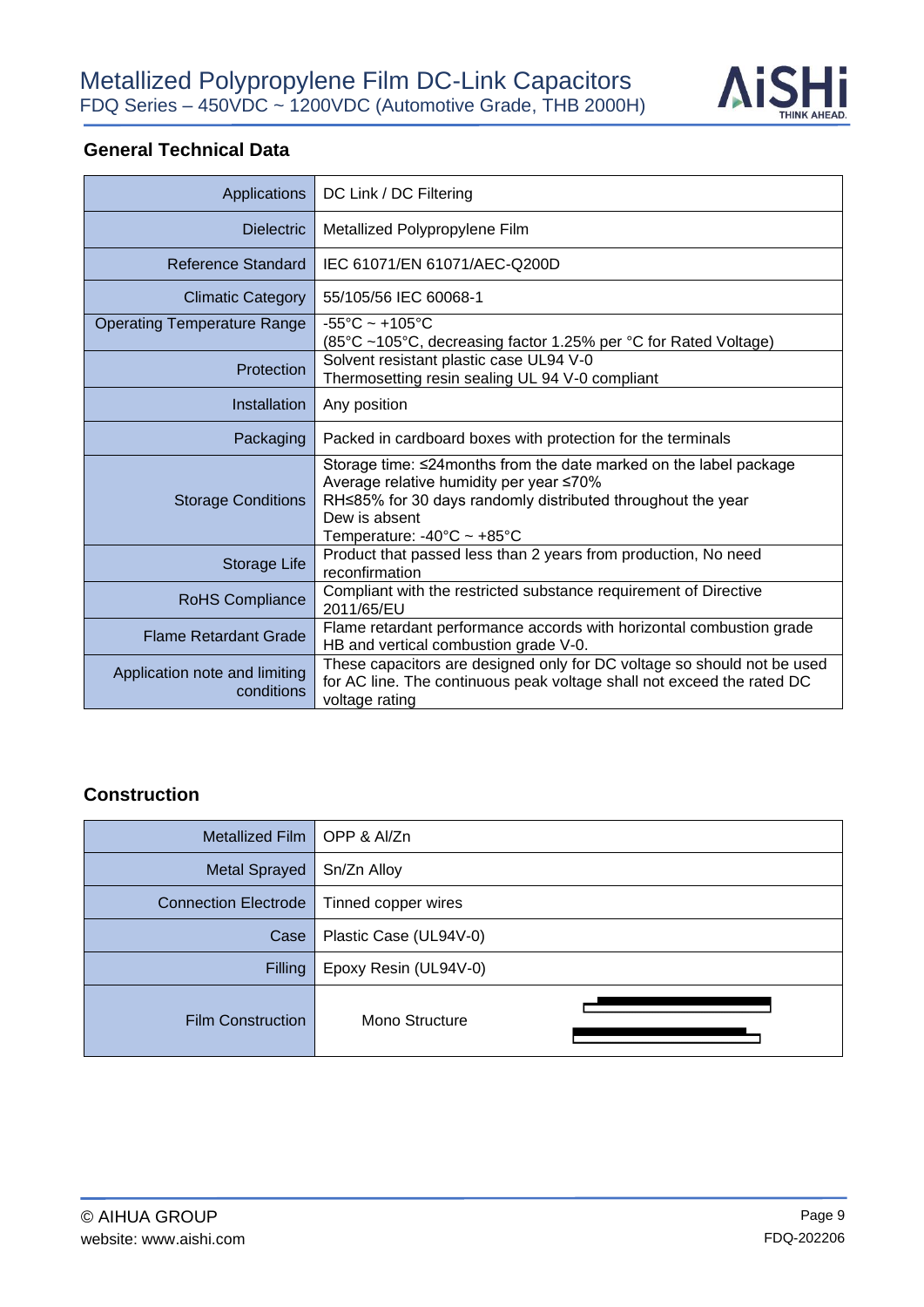## General Technical Data

| | |
|---|---|
| Applications | DC Link / DC Filtering |
| Dielectric | Metallized Polypropylene Film |
| Reference Standard | IEC 61071/EN 61071/AEC-Q200D |
| Climatic Category | 55/105/56 IEC 60068-1 |
| Operating Temperature Range | -55°C ~ +105°C<br>(85°C ~105°C, decreasing factor 1.25% per °C for Rated Voltage) |
| Protection | Solvent resistant plastic case UL94 V-0<br>Thermosetting resin sealing UL 94 V-0 compliant |
| Installation | Any position |
| Packaging | Packed in cardboard boxes with protection for the terminals |
| Storage Conditions | Storage time: ≤24months from the date marked on the label package<br>Average relative humidity per year ≤70%<br>RH≤85% for 30 days randomly distributed throughout the year<br>Dew is absent<br>Temperature: -40°C ~ +85°C |
| Storage Life | Product that passed less than 2 years from production, No need reconfirmation |
| RoHS Compliance | Compliant with the restricted substance requirement of Directive 2011/65/EU |
| Flame Retardant Grade | Flame retardant performance accords with horizontal combustion grade HB and vertical combustion grade V-0. |
| Application note and limiting conditions | These capacitors are designed only for DC voltage so should not be used for AC line. The continuous peak voltage shall not exceed the rated DC voltage rating |

## Construction

| | |
|---|---|
| Metallized Film | OPP & Al/Zn |
| Metal Sprayed | Sn/Zn Alloy |
| Connection Electrode | Tinned copper wires |
| Case | Plastic Case (UL94V-0) |
| Filling | Epoxy Resin (UL94V-0) |
| Film Construction | Mono Structure |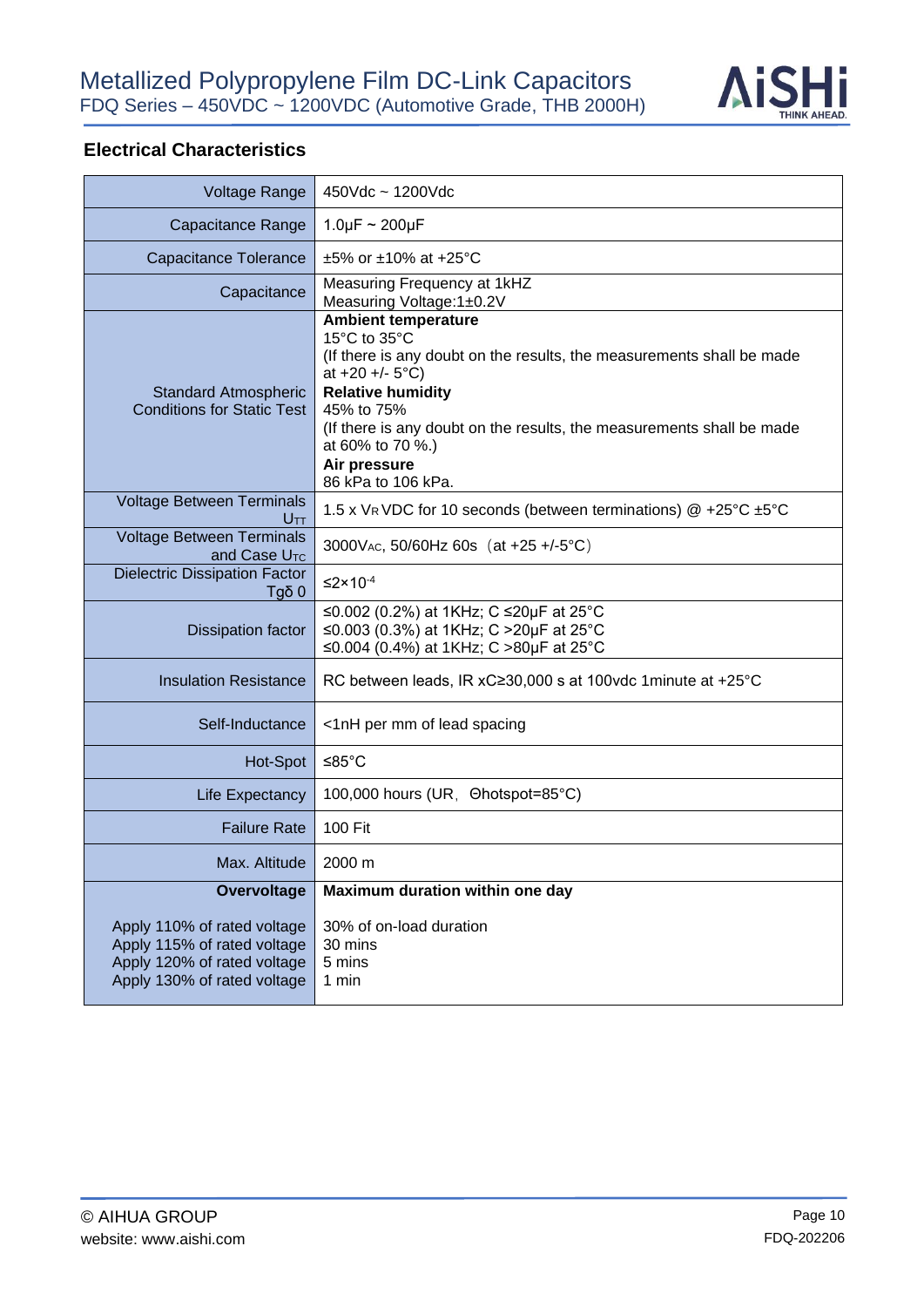## Electrical Characteristics

| | |
|---|---|
| Voltage Range | 450Vdc ~ 1200Vdc |
| Capacitance Range | 1.0μF ~ 200μF |
| Capacitance Tolerance | ±5% or ±10% at +25°C |
| Capacitance | Measuring Frequency at 1kHZ<br>Measuring Voltage:1±0.2V |
| Standard Atmospheric Conditions for Static Test | **Ambient temperature**<br>15°C to 35°C<br>(If there is any doubt on the results, the measurements shall be made at +20 +/- 5°C)<br>**Relative humidity**<br>45% to 75%<br>(If there is any doubt on the results, the measurements shall be made at 60% to 70 %.)<br>**Air pressure**<br>86 kPa to 106 kPa. |
| Voltage Between Terminals $U_{TT}$ | 1.5 x $V_R$ VDC for 10 seconds (between terminations) @ +25°C ±5°C |
| Voltage Between Terminals and Case $U_{TC}$ | 3000$V_{AC}$, 50/60Hz 60s（at +25 +/-5°C） |
| Dielectric Dissipation Factor Tgδ 0 | ≤$2\times10^{-4}$ |
| Dissipation factor | ≤0.002 (0.2%) at 1KHz; C ≤20μF at 25°C<br>≤0.003 (0.3%) at 1KHz; C >20μF at 25°C<br>≤0.004 (0.4%) at 1KHz; C >80μF at 25°C |
| Insulation Resistance | RC between leads, IR xC≥30,000 s at 100vdc 1minute at +25°C |
| Self-Inductance | <1nH per mm of lead spacing |
| Hot-Spot | ≤85°C |
| Life Expectancy | 100,000 hours (UR，Θhotspot=85°C) |
| Failure Rate | 100 Fit |
| Max. Altitude | 2000 m |
| **Overvoltage** | **Maximum duration within one day** |
| Apply 110% of rated voltage | 30% of on-load duration |
| Apply 115% of rated voltage | 30 mins |
| Apply 120% of rated voltage | 5 mins |
| Apply 130% of rated voltage | 1 min |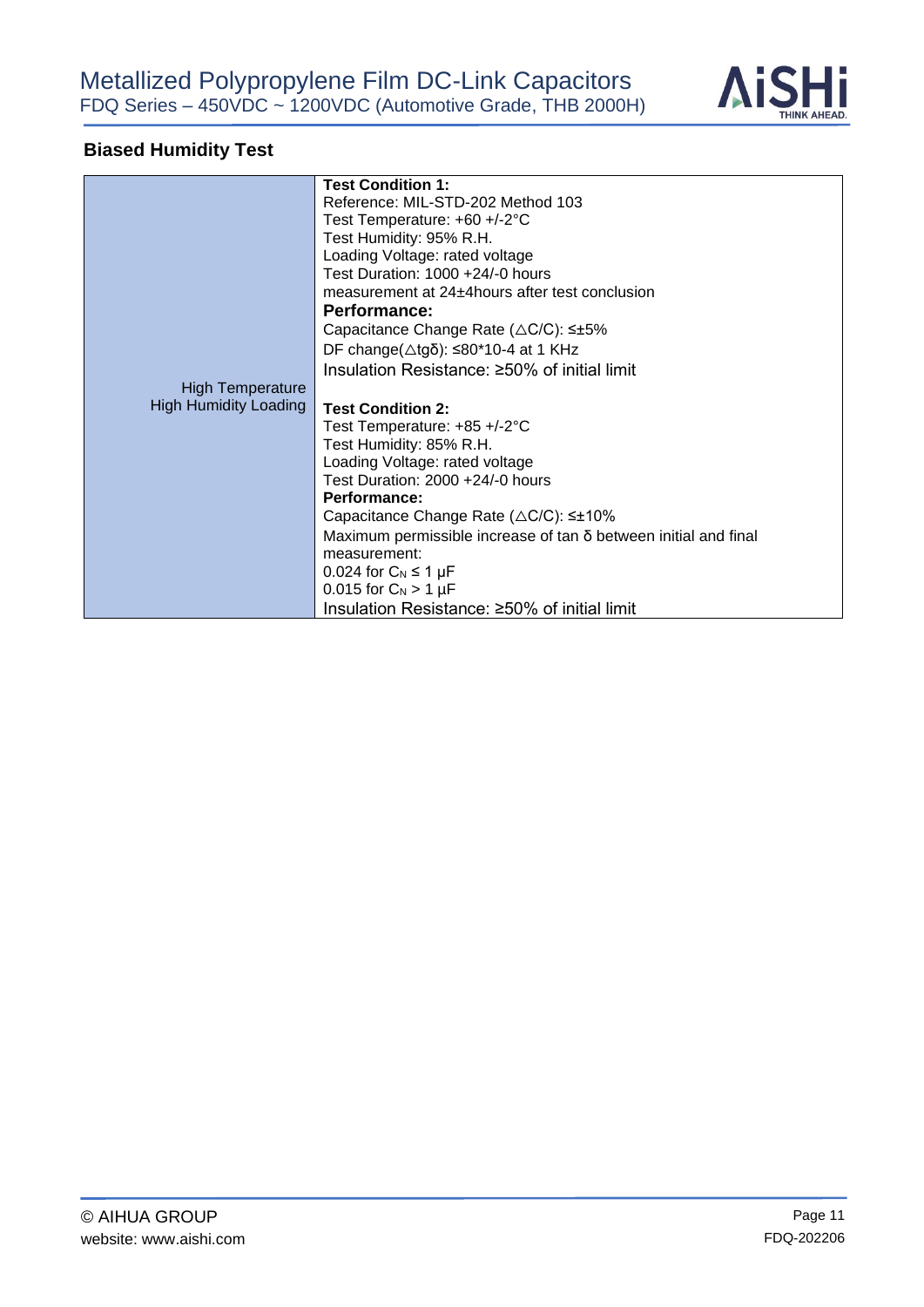## Biased Humidity Test

| | |
|---|---|
| High Temperature High Humidity Loading | **Test Condition 1:**<br>Reference: MIL-STD-202 Method 103<br>Test Temperature: +60 +/-2°C<br>Test Humidity: 95% R.H.<br>Loading Voltage: rated voltage<br>Test Duration: 1000 +24/-0 hours<br>measurement at 24±4hours after test conclusion<br>**Performance:**<br>Capacitance Change Rate (△C/C): ≤±5%<br>DF change(△tgδ): ≤80*10-4 at 1 KHz<br>Insulation Resistance: ≥50% of initial limit<br><br>**Test Condition 2:**<br>Test Temperature: +85 +/-2°C<br>Test Humidity: 85% R.H.<br>Loading Voltage: rated voltage<br>Test Duration: 2000 +24/-0 hours<br>**Performance:**<br>Capacitance Change Rate (△C/C): ≤±10%<br>Maximum permissible increase of tan δ between initial and final measurement:<br>0.024 for $C_N \leq 1$ μF<br>0.015 for $C_N > 1$ μF<br>Insulation Resistance: ≥50% of initial limit |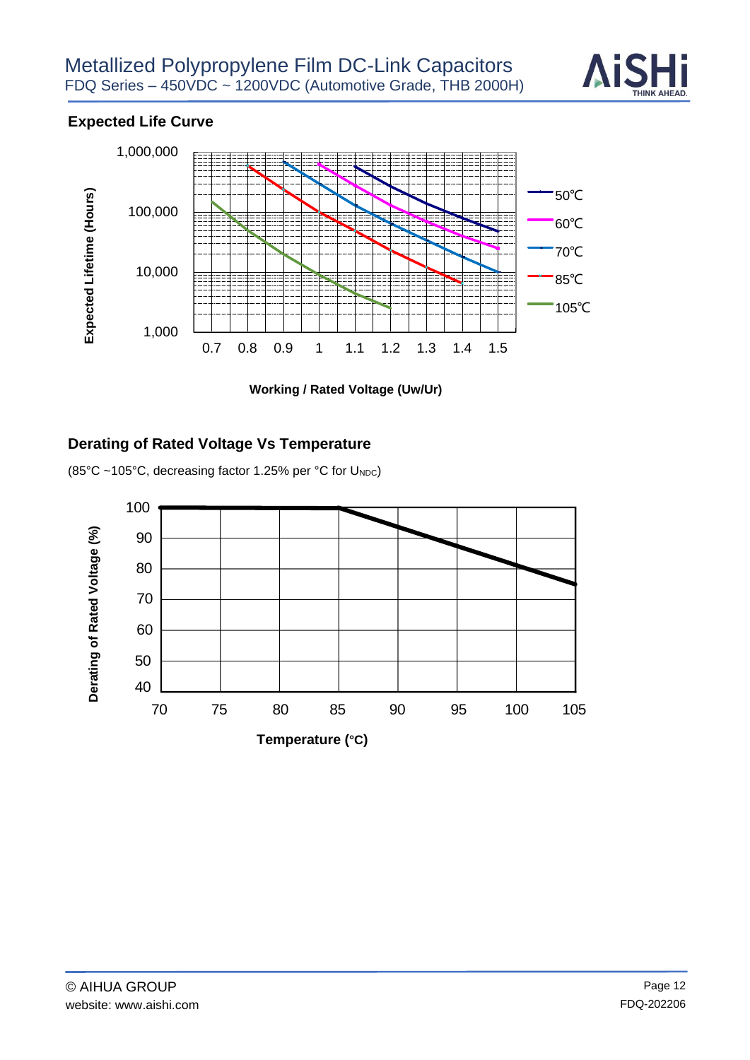## Expected Life Curve

Expected Lifetime (Hours)

1,000,000
100,000
10,000
1,000

0.7 0.8 0.9 1 1.1 1.2 1.3 1.4 1.5

50℃
60℃
70℃
85℃
105℃

**Working / Rated Voltage (Uw/Ur)**

## Derating of Rated Voltage Vs Temperature

(85°C ~105°C, decreasing factor 1.25% per °C for $U_{NDC}$)

Derating of Rated Voltage (%)

100
90
80
70
60
50
40

70 75 80 85 90 95 100 105

**Temperature (°C)**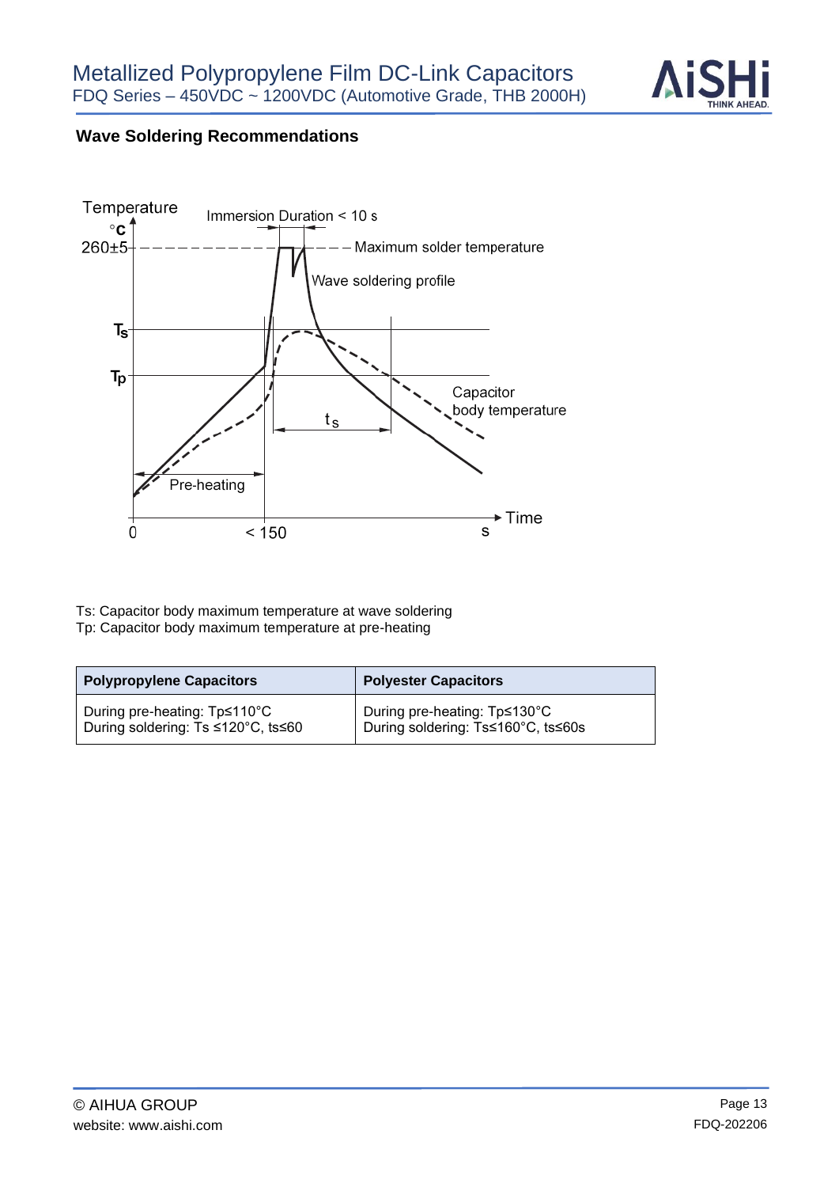## Wave Soldering Recommendations

Ts: Capacitor body maximum temperature at wave soldering
Tp: Capacitor body maximum temperature at pre-heating

| Polypropylene Capacitors | Polyester Capacitors |
|---|---|
| During pre-heating: Tp≤110°C<br>During soldering: Ts ≤120°C, ts≤60 | During pre-heating: Tp≤130°C<br>During soldering: Ts≤160°C, ts≤60s |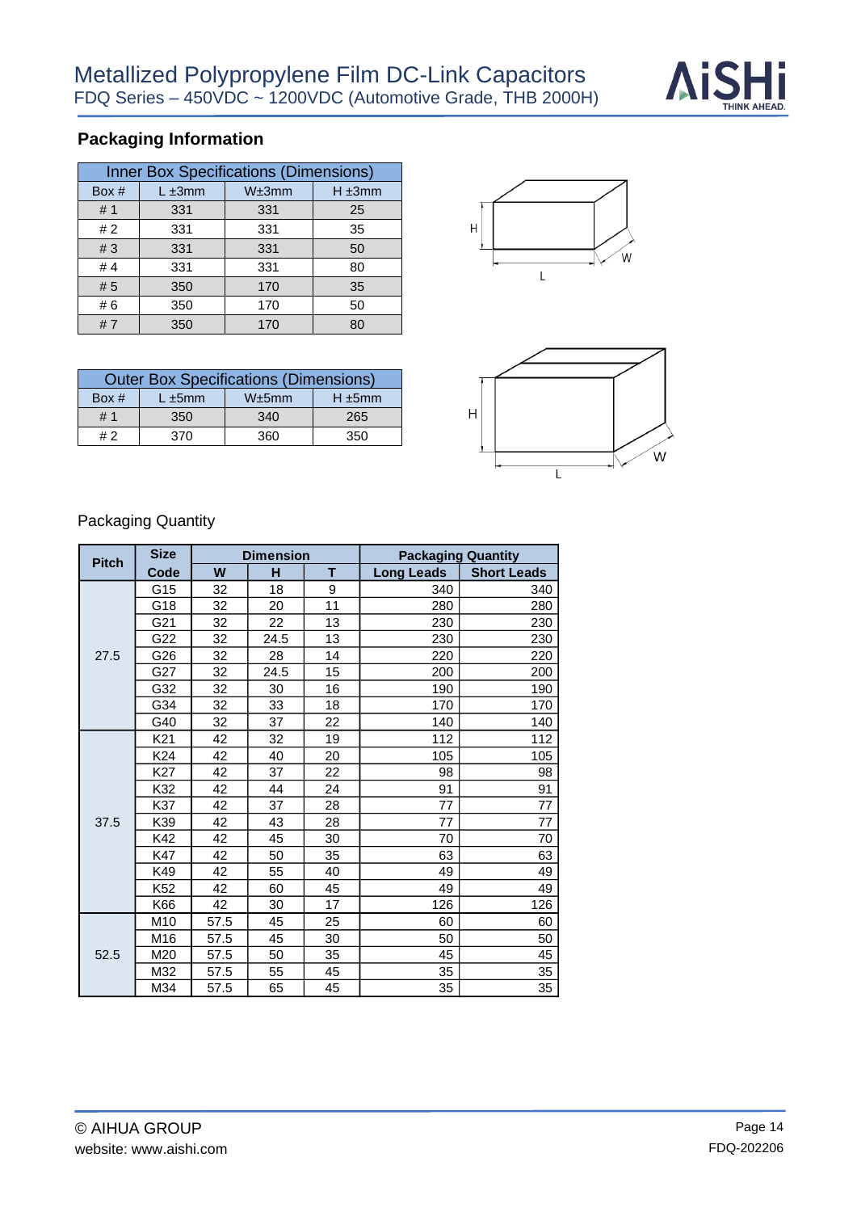## Packaging Information

| Inner Box Specifications (Dimensions) | | | |
|---|---|---|---|
| Box # | L ±3mm | W±3mm | H ±3mm |
| # 1 | 331 | 331 | 25 |
| # 2 | 331 | 331 | 35 |
| # 3 | 331 | 331 | 50 |
| # 4 | 331 | 331 | 80 |
| # 5 | 350 | 170 | 35 |
| # 6 | 350 | 170 | 50 |
| # 7 | 350 | 170 | 80 |

| Outer Box Specifications (Dimensions) | | | |
|---|---|---|---|
| Box # | L ±5mm | W±5mm | H ±5mm |
| # 1 | 350 | 340 | 265 |
| # 2 | 370 | 360 | 350 |

Packaging Quantity

| Pitch | Size Code | Dimension | | | Packaging Quantity | |
|---|---|---|---|---|---|---|
| | | W | H | T | Long Leads | Short Leads |
| 27.5 | G15 | 32 | 18 | 9 | 340 | 340 |
| | G18 | 32 | 20 | 11 | 280 | 280 |
| | G21 | 32 | 22 | 13 | 230 | 230 |
| | G22 | 32 | 24.5 | 13 | 230 | 230 |
| | G26 | 32 | 28 | 14 | 220 | 220 |
| | G27 | 32 | 24.5 | 15 | 200 | 200 |
| | G32 | 32 | 30 | 16 | 190 | 190 |
| | G34 | 32 | 33 | 18 | 170 | 170 |
| | G40 | 32 | 37 | 22 | 140 | 140 |
| 37.5 | K21 | 42 | 32 | 19 | 112 | 112 |
| | K24 | 42 | 40 | 20 | 105 | 105 |
| | K27 | 42 | 37 | 22 | 98 | 98 |
| | K32 | 42 | 44 | 24 | 91 | 91 |
| | K37 | 42 | 37 | 28 | 77 | 77 |
| | K39 | 42 | 43 | 28 | 77 | 77 |
| | K42 | 42 | 45 | 30 | 70 | 70 |
| | K47 | 42 | 50 | 35 | 63 | 63 |
| | K49 | 42 | 55 | 40 | 49 | 49 |
| | K52 | 42 | 60 | 45 | 49 | 49 |
| | K66 | 42 | 30 | 17 | 126 | 126 |
| 52.5 | M10 | 57.5 | 45 | 25 | 60 | 60 |
| | M16 | 57.5 | 45 | 30 | 50 | 50 |
| | M20 | 57.5 | 50 | 35 | 45 | 45 |
| | M32 | 57.5 | 55 | 45 | 35 | 35 |
| | M34 | 57.5 | 65 | 45 | 35 | 35 |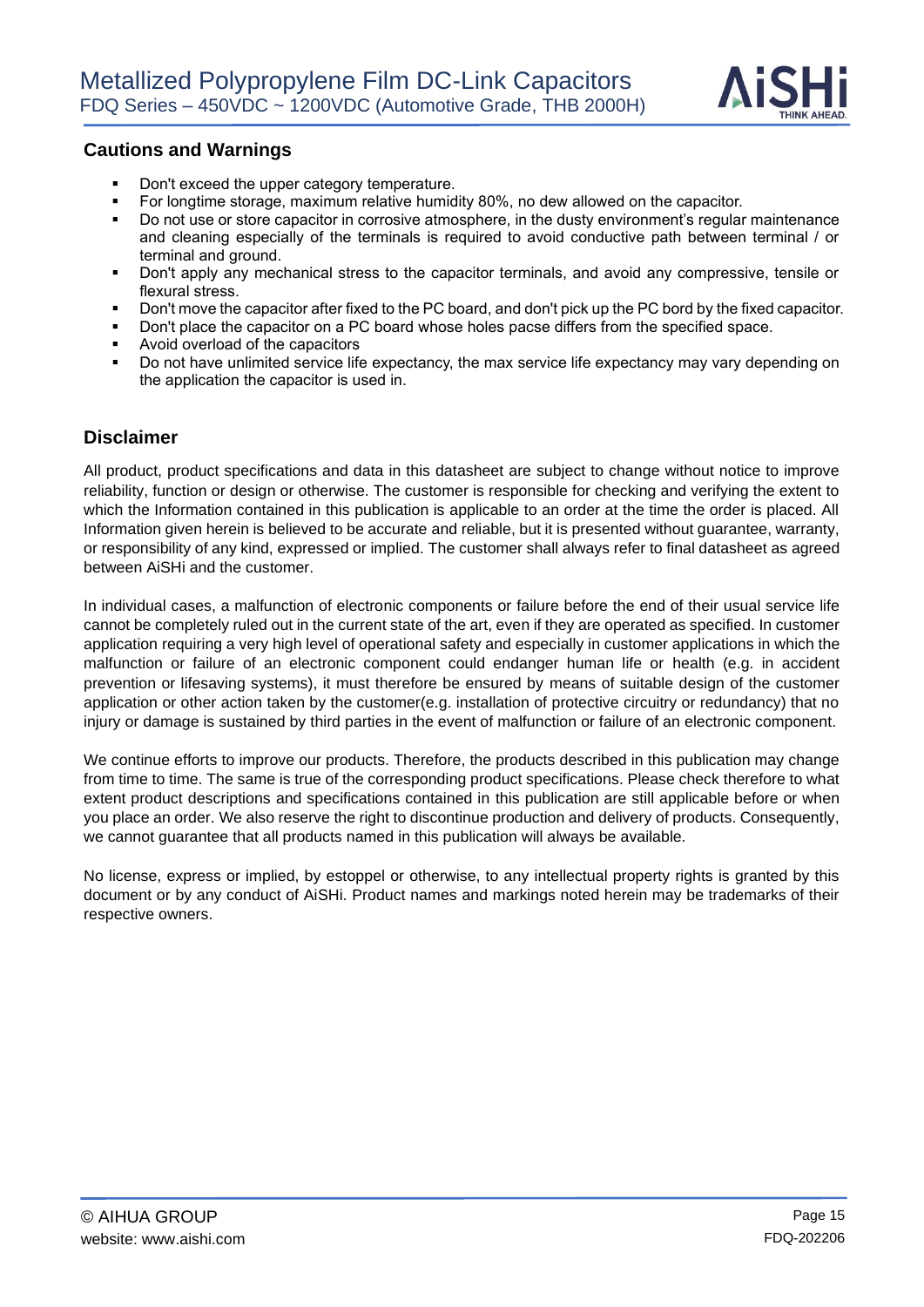## Cautions and Warnings

- Don't exceed the upper category temperature.
- For longtime storage, maximum relative humidity 80%, no dew allowed on the capacitor.
- Do not use or store capacitor in corrosive atmosphere, in the dusty environment's regular maintenance and cleaning especially of the terminals is required to avoid conductive path between terminal / or terminal and ground.
- Don't apply any mechanical stress to the capacitor terminals, and avoid any compressive, tensile or flexural stress.
- Don't move the capacitor after fixed to the PC board, and don't pick up the PC bord by the fixed capacitor.
- Don't place the capacitor on a PC board whose holes pacse differs from the specified space.
- Avoid overload of the capacitors
- Do not have unlimited service life expectancy, the max service life expectancy may vary depending on the application the capacitor is used in.

## Disclaimer

All product, product specifications and data in this datasheet are subject to change without notice to improve reliability, function or design or otherwise. The customer is responsible for checking and verifying the extent to which the Information contained in this publication is applicable to an order at the time the order is placed. All Information given herein is believed to be accurate and reliable, but it is presented without guarantee, warranty, or responsibility of any kind, expressed or implied. The customer shall always refer to final datasheet as agreed between AiSHi and the customer.

In individual cases, a malfunction of electronic components or failure before the end of their usual service life cannot be completely ruled out in the current state of the art, even if they are operated as specified. In customer application requiring a very high level of operational safety and especially in customer applications in which the malfunction or failure of an electronic component could endanger human life or health (e.g. in accident prevention or lifesaving systems), it must therefore be ensured by means of suitable design of the customer application or other action taken by the customer(e.g. installation of protective circuitry or redundancy) that no injury or damage is sustained by third parties in the event of malfunction or failure of an electronic component.

We continue efforts to improve our products. Therefore, the products described in this publication may change from time to time. The same is true of the corresponding product specifications. Please check therefore to what extent product descriptions and specifications contained in this publication are still applicable before or when you place an order. We also reserve the right to discontinue production and delivery of products. Consequently, we cannot guarantee that all products named in this publication will always be available.

No license, express or implied, by estoppel or otherwise, to any intellectual property rights is granted by this document or by any conduct of AiSHi. Product names and markings noted herein may be trademarks of their respective owners.